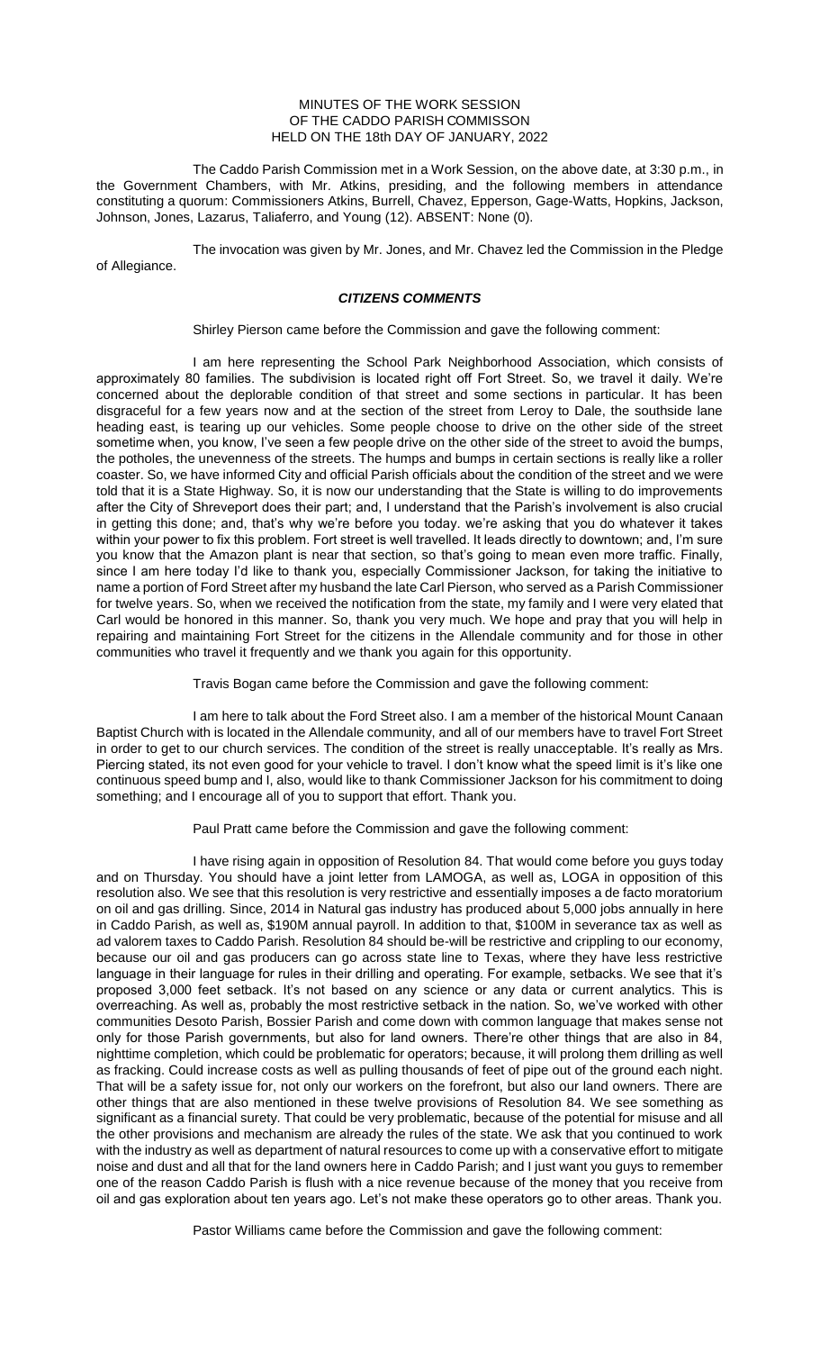MINUTES OF THE WORK SESSION
OF THE CADDO PARISH COMMISSON
HELD ON THE 18th DAY OF JANUARY, 2022

The Caddo Parish Commission met in a Work Session, on the above date, at 3:30 p.m., in the Government Chambers, with Mr. Atkins, presiding, and the following members in attendance constituting a quorum: Commissioners Atkins, Burrell, Chavez, Epperson, Gage-Watts, Hopkins, Jackson, Johnson, Jones, Lazarus, Taliaferro, and Young (12). ABSENT: None (0).

The invocation was given by Mr. Jones, and Mr. Chavez led the Commission in the Pledge of Allegiance.

***CITIZENS COMMENTS***

Shirley Pierson came before the Commission and gave the following comment:

I am here representing the School Park Neighborhood Association, which consists of approximately 80 families. The subdivision is located right off Fort Street. So, we travel it daily. We're concerned about the deplorable condition of that street and some sections in particular. It has been disgraceful for a few years now and at the section of the street from Leroy to Dale, the southside lane heading east, is tearing up our vehicles. Some people choose to drive on the other side of the street sometime when, you know, I've seen a few people drive on the other side of the street to avoid the bumps, the potholes, the unevenness of the streets. The humps and bumps in certain sections is really like a roller coaster. So, we have informed City and official Parish officials about the condition of the street and we were told that it is a State Highway. So, it is now our understanding that the State is willing to do improvements after the City of Shreveport does their part; and, I understand that the Parish's involvement is also crucial in getting this done; and, that's why we're before you today. we're asking that you do whatever it takes within your power to fix this problem. Fort street is well travelled. It leads directly to downtown; and, I'm sure you know that the Amazon plant is near that section, so that's going to mean even more traffic. Finally, since I am here today I'd like to thank you, especially Commissioner Jackson, for taking the initiative to name a portion of Ford Street after my husband the late Carl Pierson, who served as a Parish Commissioner for twelve years. So, when we received the notification from the state, my family and I were very elated that Carl would be honored in this manner. So, thank you very much. We hope and pray that you will help in repairing and maintaining Fort Street for the citizens in the Allendale community and for those in other communities who travel it frequently and we thank you again for this opportunity.

Travis Bogan came before the Commission and gave the following comment:

I am here to talk about the Ford Street also. I am a member of the historical Mount Canaan Baptist Church with is located in the Allendale community, and all of our members have to travel Fort Street in order to get to our church services. The condition of the street is really unacceptable. It's really as Mrs. Piercing stated, its not even good for your vehicle to travel. I don't know what the speed limit is it's like one continuous speed bump and I, also, would like to thank Commissioner Jackson for his commitment to doing something; and I encourage all of you to support that effort. Thank you.

Paul Pratt came before the Commission and gave the following comment:

I have rising again in opposition of Resolution 84. That would come before you guys today and on Thursday. You should have a joint letter from LAMOGA, as well as, LOGA in opposition of this resolution also. We see that this resolution is very restrictive and essentially imposes a de facto moratorium on oil and gas drilling. Since, 2014 in Natural gas industry has produced about 5,000 jobs annually in here in Caddo Parish, as well as, \$190M annual payroll. In addition to that, \$100M in severance tax as well as ad valorem taxes to Caddo Parish. Resolution 84 should be-will be restrictive and crippling to our economy, because our oil and gas producers can go across state line to Texas, where they have less restrictive language in their language for rules in their drilling and operating. For example, setbacks. We see that it's proposed 3,000 feet setback. It's not based on any science or any data or current analytics. This is overreaching. As well as, probably the most restrictive setback in the nation. So, we've worked with other communities Desoto Parish, Bossier Parish and come down with common language that makes sense not only for those Parish governments, but also for land owners. There're other things that are also in 84, nighttime completion, which could be problematic for operators; because, it will prolong them drilling as well as fracking. Could increase costs as well as pulling thousands of feet of pipe out of the ground each night. That will be a safety issue for, not only our workers on the forefront, but also our land owners. There are other things that are also mentioned in these twelve provisions of Resolution 84. We see something as significant as a financial surety. That could be very problematic, because of the potential for misuse and all the other provisions and mechanism are already the rules of the state. We ask that you continued to work with the industry as well as department of natural resources to come up with a conservative effort to mitigate noise and dust and all that for the land owners here in Caddo Parish; and I just want you guys to remember one of the reason Caddo Parish is flush with a nice revenue because of the money that you receive from oil and gas exploration about ten years ago. Let's not make these operators go to other areas. Thank you.

Pastor Williams came before the Commission and gave the following comment: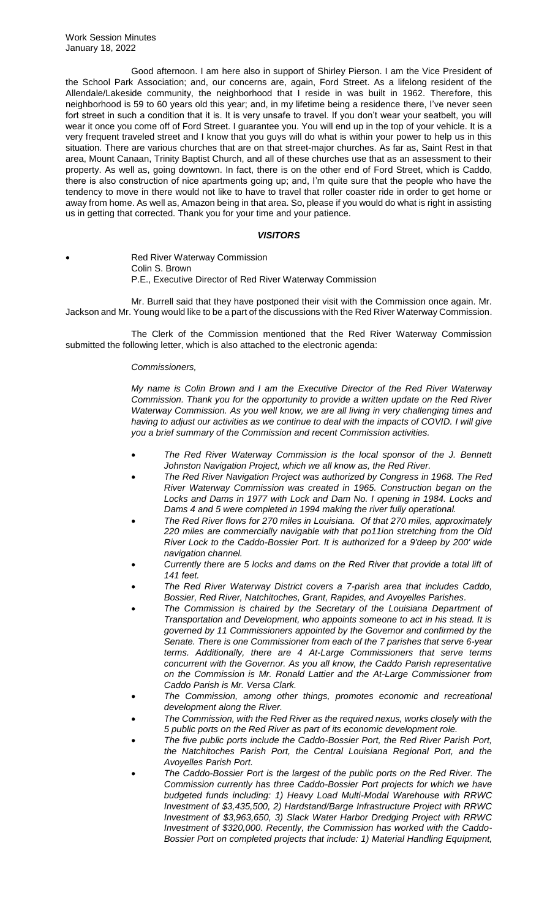Good afternoon. I am here also in support of Shirley Pierson. I am the Vice President of the School Park Association; and, our concerns are, again, Ford Street. As a lifelong resident of the Allendale/Lakeside community, the neighborhood that I reside in was built in 1962. Therefore, this neighborhood is 59 to 60 years old this year; and, in my lifetime being a residence there, I've never seen fort street in such a condition that it is. It is very unsafe to travel. If you don't wear your seatbelt, you will wear it once you come off of Ford Street. I guarantee you. You will end up in the top of your vehicle. It is a very frequent traveled street and I know that you guys will do what is within your power to help us in this situation. There are various churches that are on that street-major churches. As far as, Saint Rest in that area, Mount Canaan, Trinity Baptist Church, and all of these churches use that as an assessment to their property. As well as, going downtown. In fact, there is on the other end of Ford Street, which is Caddo, there is also construction of nice apartments going up; and, I'm quite sure that the people who have the tendency to move in there would not like to have to travel that roller coaster ride in order to get home or away from home. As well as, Amazon being in that area. So, please if you would do what is right in assisting us in getting that corrected. Thank you for your time and your patience.

***VISITORS***

- Red River Waterway Commission
  Colin S. Brown
  P.E., Executive Director of Red River Waterway Commission

Mr. Burrell said that they have postponed their visit with the Commission once again. Mr. Jackson and Mr. Young would like to be a part of the discussions with the Red River Waterway Commission.

The Clerk of the Commission mentioned that the Red River Waterway Commission submitted the following letter, which is also attached to the electronic agenda:

*Commissioners,*

*My name is Colin Brown and I am the Executive Director of the Red River Waterway Commission. Thank you for the opportunity to provide a written update on the Red River Waterway Commission. As you well know, we are all living in very challenging times and having to adjust our activities as we continue to deal with the impacts of COVID. I will give you a brief summary of the Commission and recent Commission activities.*

- *The Red River Waterway Commission is the local sponsor of the J. Bennett Johnston Navigation Project, which we all know as, the Red River.*
- *The Red River Navigation Project was authorized by Congress in 1968. The Red River Waterway Commission was created in 1965. Construction began on the Locks and Dams in 1977 with Lock and Dam No. I opening in 1984. Locks and Dams 4 and 5 were completed in 1994 making the river fully operational.*
- *The Red River flows for 270 miles in Louisiana. Of that 270 miles, approximately 220 miles are commercially navigable with that po11ion stretching from the Old River Lock to the Caddo-Bossier Port. It is authorized for a 9'deep by 200' wide navigation channel.*
- *Currently there are 5 locks and dams on the Red River that provide a total lift of 141 feet.*
- *The Red River Waterway District covers a 7-parish area that includes Caddo, Bossier, Red River, Natchitoches, Grant, Rapides, and Avoyelles Parishes.*
- *The Commission is chaired by the Secretary of the Louisiana Department of Transportation and Development, who appoints someone to act in his stead. It is governed by 11 Commissioners appointed by the Governor and confirmed by the Senate. There is one Commissioner from each of the 7 parishes that serve 6-year terms. Additionally, there are 4 At-Large Commissioners that serve terms concurrent with the Governor. As you all know, the Caddo Parish representative on the Commission is Mr. Ronald Lattier and the At-Large Commissioner from Caddo Parish is Mr. Versa Clark.*
- *The Commission, among other things, promotes economic and recreational development along the River.*
- *The Commission, with the Red River as the required nexus, works closely with the 5 public ports on the Red River as part of its economic development role.*
- *The five public ports include the Caddo-Bossier Port, the Red River Parish Port, the Natchitoches Parish Port, the Central Louisiana Regional Port, and the Avoyelles Parish Port.*
- *The Caddo-Bossier Port is the largest of the public ports on the Red River. The Commission currently has three Caddo-Bossier Port projects for which we have budgeted funds including: 1) Heavy Load Multi-Modal Warehouse with RRWC Investment of $3,435,500, 2) Hardstand/Barge Infrastructure Project with RRWC Investment of $3,963,650, 3) Slack Water Harbor Dredging Project with RRWC Investment of $320,000. Recently, the Commission has worked with the Caddo-Bossier Port on completed projects that include: 1) Material Handling Equipment,*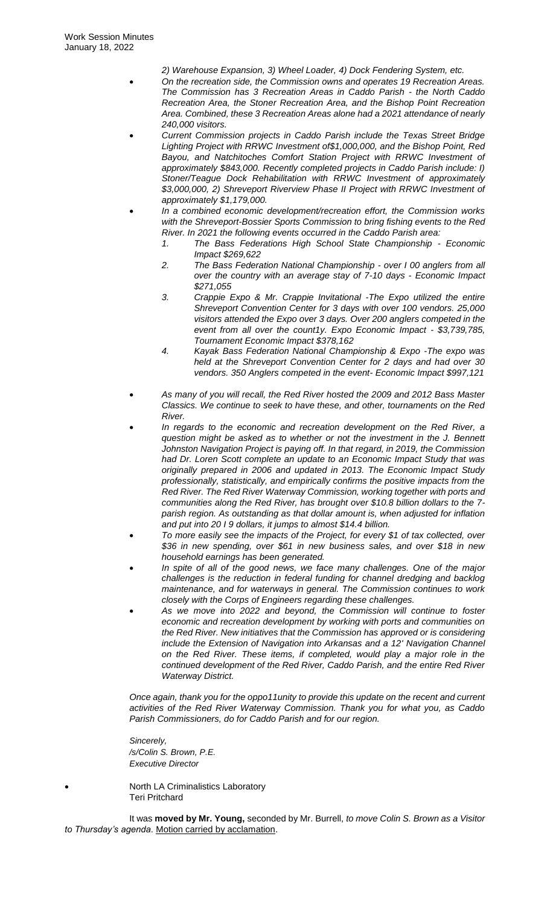*2) Warehouse Expansion, 3) Wheel Loader, 4) Dock Fendering System, etc.*

- *On the recreation side, the Commission owns and operates 19 Recreation Areas. The Commission has 3 Recreation Areas in Caddo Parish - the North Caddo Recreation Area, the Stoner Recreation Area, and the Bishop Point Recreation Area. Combined, these 3 Recreation Areas alone had a 2021 attendance of nearly 240,000 visitors.*
- *Current Commission projects in Caddo Parish include the Texas Street Bridge Lighting Project with RRWC Investment of$1,000,000, and the Bishop Point, Red Bayou, and Natchitoches Comfort Station Project with RRWC Investment of approximately $843,000. Recently completed projects in Caddo Parish include: I) Stoner/Teague Dock Rehabilitation with RRWC Investment of approximately $3,000,000, 2) Shreveport Riverview Phase II Project with RRWC Investment of approximately $1,179,000.*
- *In a combined economic development/recreation effort, the Commission works with the Shreveport-Bossier Sports Commission to bring fishing events to the Red River. In 2021 the following events occurred in the Caddo Parish area:*
  1. *The Bass Federations High School State Championship - Economic Impact $269,622*
  2. *The Bass Federation National Championship - over I 00 anglers from all over the country with an average stay of 7-10 days - Economic Impact $271,055*
  3. *Crappie Expo & Mr. Crappie Invitational -The Expo utilized the entire Shreveport Convention Center for 3 days with over 100 vendors. 25,000 visitors attended the Expo over 3 days. Over 200 anglers competed in the event from all over the count1y. Expo Economic Impact - $3,739,785, Tournament Economic Impact $378,162*
  4. *Kayak Bass Federation National Championship & Expo -The expo was held at the Shreveport Convention Center for 2 days and had over 30 vendors. 350 Anglers competed in the event- Economic Impact $997,121*
- *As many of you will recall, the Red River hosted the 2009 and 2012 Bass Master Classics. We continue to seek to have these, and other, tournaments on the Red River.*
- *In regards to the economic and recreation development on the Red River, a question might be asked as to whether or not the investment in the J. Bennett Johnston Navigation Project is paying off. In that regard, in 2019, the Commission had Dr. Loren Scott complete an update to an Economic Impact Study that was originally prepared in 2006 and updated in 2013. The Economic Impact Study professionally, statistically, and empirically confirms the positive impacts from the Red River. The Red River Waterway Commission, working together with ports and communities along the Red River, has brought over $10.8 billion dollars to the 7-parish region. As outstanding as that dollar amount is, when adjusted for inflation and put into 20 I 9 dollars, it jumps to almost $14.4 billion.*
- *To more easily see the impacts of the Project, for every $1 of tax collected, over $36 in new spending, over $61 in new business sales, and over $18 in new household earnings has been generated.*
- *In spite of all of the good news, we face many challenges. One of the major challenges is the reduction in federal funding for channel dredging and backlog maintenance, and for waterways in general. The Commission continues to work closely with the Corps of Engineers regarding these challenges.*
- *As we move into 2022 and beyond, the Commission will continue to foster economic and recreation development by working with ports and communities on the Red River. New initiatives that the Commission has approved or is considering include the Extension of Navigation into Arkansas and a 12' Navigation Channel on the Red River. These items, if completed, would play a major role in the continued development of the Red River, Caddo Parish, and the entire Red River Waterway District.*

*Once again, thank you for the oppo11unity to provide this update on the recent and current activities of the Red River Waterway Commission. Thank you for what you, as Caddo Parish Commissioners, do for Caddo Parish and for our region.*

*Sincerely,*
*/s/Colin S. Brown, P.E.*
*Executive Director*

- North LA Criminalistics Laboratory
  Teri Pritchard

It was **moved by Mr. Young,** seconded by Mr. Burrell, *to move Colin S. Brown as a Visitor to Thursday's agenda*. Motion carried by acclamation.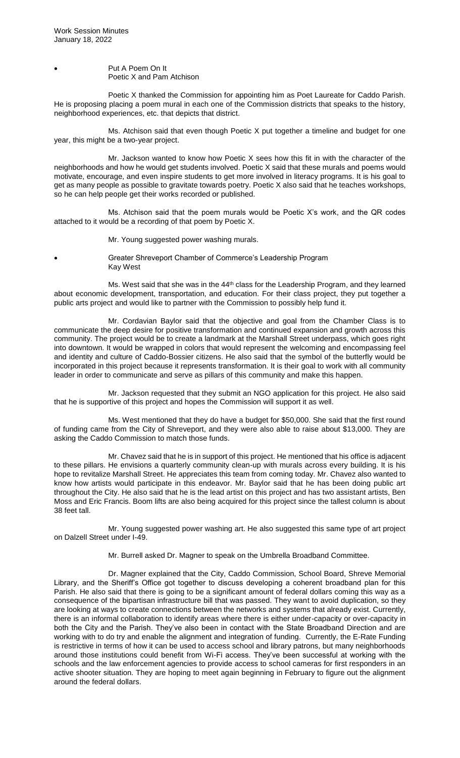- Put A Poem On It
  Poetic X and Pam Atchison

Poetic X thanked the Commission for appointing him as Poet Laureate for Caddo Parish. He is proposing placing a poem mural in each one of the Commission districts that speaks to the history, neighborhood experiences, etc. that depicts that district.

Ms. Atchison said that even though Poetic X put together a timeline and budget for one year, this might be a two-year project.

Mr. Jackson wanted to know how Poetic X sees how this fit in with the character of the neighborhoods and how he would get students involved. Poetic X said that these murals and poems would motivate, encourage, and even inspire students to get more involved in literacy programs. It is his goal to get as many people as possible to gravitate towards poetry. Poetic X also said that he teaches workshops, so he can help people get their works recorded or published.

Ms. Atchison said that the poem murals would be Poetic X's work, and the QR codes attached to it would be a recording of that poem by Poetic X.

Mr. Young suggested power washing murals.

- Greater Shreveport Chamber of Commerce's Leadership Program
  Kay West

Ms. West said that she was in the 44th class for the Leadership Program, and they learned about economic development, transportation, and education. For their class project, they put together a public arts project and would like to partner with the Commission to possibly help fund it.

Mr. Cordavian Baylor said that the objective and goal from the Chamber Class is to communicate the deep desire for positive transformation and continued expansion and growth across this community. The project would be to create a landmark at the Marshall Street underpass, which goes right into downtown. It would be wrapped in colors that would represent the welcoming and encompassing feel and identity and culture of Caddo-Bossier citizens. He also said that the symbol of the butterfly would be incorporated in this project because it represents transformation. It is their goal to work with all community leader in order to communicate and serve as pillars of this community and make this happen.

Mr. Jackson requested that they submit an NGO application for this project. He also said that he is supportive of this project and hopes the Commission will support it as well.

Ms. West mentioned that they do have a budget for $50,000. She said that the first round of funding came from the City of Shreveport, and they were also able to raise about $13,000. They are asking the Caddo Commission to match those funds.

Mr. Chavez said that he is in support of this project. He mentioned that his office is adjacent to these pillars. He envisions a quarterly community clean-up with murals across every building. It is his hope to revitalize Marshall Street. He appreciates this team from coming today. Mr. Chavez also wanted to know how artists would participate in this endeavor. Mr. Baylor said that he has been doing public art throughout the City. He also said that he is the lead artist on this project and has two assistant artists, Ben Moss and Eric Francis. Boom lifts are also being acquired for this project since the tallest column is about 38 feet tall.

Mr. Young suggested power washing art. He also suggested this same type of art project on Dalzell Street under I-49.

Mr. Burrell asked Dr. Magner to speak on the Umbrella Broadband Committee.

Dr. Magner explained that the City, Caddo Commission, School Board, Shreve Memorial Library, and the Sheriff's Office got together to discuss developing a coherent broadband plan for this Parish. He also said that there is going to be a significant amount of federal dollars coming this way as a consequence of the bipartisan infrastructure bill that was passed. They want to avoid duplication, so they are looking at ways to create connections between the networks and systems that already exist. Currently, there is an informal collaboration to identify areas where there is either under-capacity or over-capacity in both the City and the Parish. They've also been in contact with the State Broadband Direction and are working with to do try and enable the alignment and integration of funding. Currently, the E-Rate Funding is restrictive in terms of how it can be used to access school and library patrons, but many neighborhoods around those institutions could benefit from Wi-Fi access. They've been successful at working with the schools and the law enforcement agencies to provide access to school cameras for first responders in an active shooter situation. They are hoping to meet again beginning in February to figure out the alignment around the federal dollars.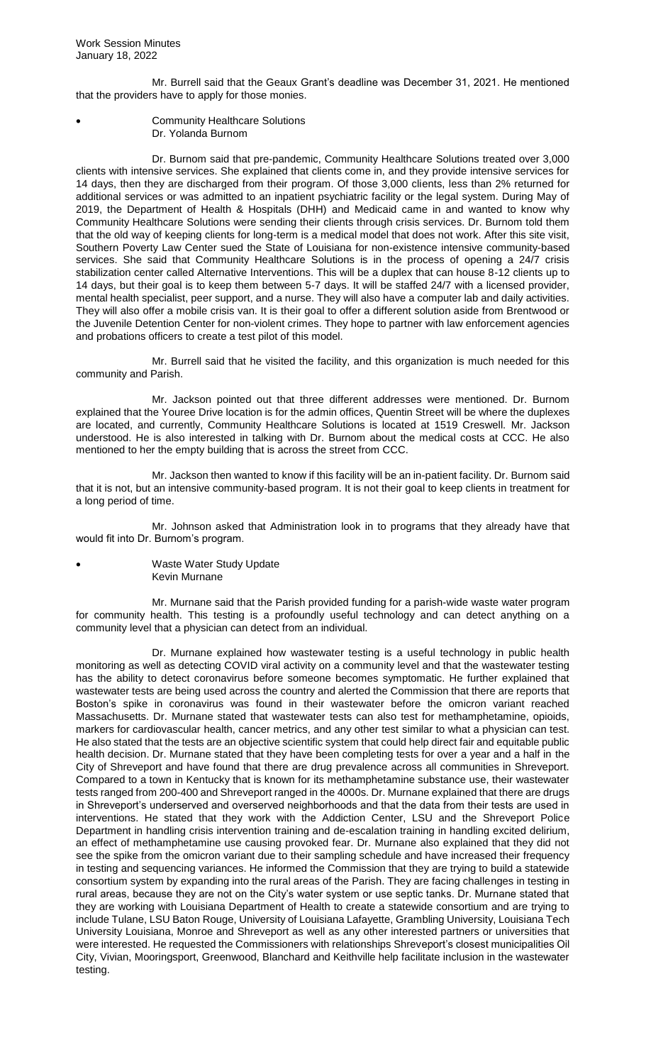Mr. Burrell said that the Geaux Grant's deadline was December 31, 2021. He mentioned that the providers have to apply for those monies.

- Community Healthcare Solutions
  Dr. Yolanda Burnom

Dr. Burnom said that pre-pandemic, Community Healthcare Solutions treated over 3,000 clients with intensive services. She explained that clients come in, and they provide intensive services for 14 days, then they are discharged from their program. Of those 3,000 clients, less than 2% returned for additional services or was admitted to an inpatient psychiatric facility or the legal system. During May of 2019, the Department of Health & Hospitals (DHH) and Medicaid came in and wanted to know why Community Healthcare Solutions were sending their clients through crisis services. Dr. Burnom told them that the old way of keeping clients for long-term is a medical model that does not work. After this site visit, Southern Poverty Law Center sued the State of Louisiana for non-existence intensive community-based services. She said that Community Healthcare Solutions is in the process of opening a 24/7 crisis stabilization center called Alternative Interventions. This will be a duplex that can house 8-12 clients up to 14 days, but their goal is to keep them between 5-7 days. It will be staffed 24/7 with a licensed provider, mental health specialist, peer support, and a nurse. They will also have a computer lab and daily activities. They will also offer a mobile crisis van. It is their goal to offer a different solution aside from Brentwood or the Juvenile Detention Center for non-violent crimes. They hope to partner with law enforcement agencies and probations officers to create a test pilot of this model.

Mr. Burrell said that he visited the facility, and this organization is much needed for this community and Parish.

Mr. Jackson pointed out that three different addresses were mentioned. Dr. Burnom explained that the Youree Drive location is for the admin offices, Quentin Street will be where the duplexes are located, and currently, Community Healthcare Solutions is located at 1519 Creswell. Mr. Jackson understood. He is also interested in talking with Dr. Burnom about the medical costs at CCC. He also mentioned to her the empty building that is across the street from CCC.

Mr. Jackson then wanted to know if this facility will be an in-patient facility. Dr. Burnom said that it is not, but an intensive community-based program. It is not their goal to keep clients in treatment for a long period of time.

Mr. Johnson asked that Administration look in to programs that they already have that would fit into Dr. Burnom's program.

- Waste Water Study Update
  Kevin Murnane

Mr. Murnane said that the Parish provided funding for a parish-wide waste water program for community health. This testing is a profoundly useful technology and can detect anything on a community level that a physician can detect from an individual.

Dr. Murnane explained how wastewater testing is a useful technology in public health monitoring as well as detecting COVID viral activity on a community level and that the wastewater testing has the ability to detect coronavirus before someone becomes symptomatic. He further explained that wastewater tests are being used across the country and alerted the Commission that there are reports that Boston's spike in coronavirus was found in their wastewater before the omicron variant reached Massachusetts. Dr. Murnane stated that wastewater tests can also test for methamphetamine, opioids, markers for cardiovascular health, cancer metrics, and any other test similar to what a physician can test. He also stated that the tests are an objective scientific system that could help direct fair and equitable public health decision. Dr. Murnane stated that they have been completing tests for over a year and a half in the City of Shreveport and have found that there are drug prevalence across all communities in Shreveport. Compared to a town in Kentucky that is known for its methamphetamine substance use, their wastewater tests ranged from 200-400 and Shreveport ranged in the 4000s. Dr. Murnane explained that there are drugs in Shreveport's underserved and overserved neighborhoods and that the data from their tests are used in interventions. He stated that they work with the Addiction Center, LSU and the Shreveport Police Department in handling crisis intervention training and de-escalation training in handling excited delirium, an effect of methamphetamine use causing provoked fear. Dr. Murnane also explained that they did not see the spike from the omicron variant due to their sampling schedule and have increased their frequency in testing and sequencing variances. He informed the Commission that they are trying to build a statewide consortium system by expanding into the rural areas of the Parish. They are facing challenges in testing in rural areas, because they are not on the City's water system or use septic tanks. Dr. Murnane stated that they are working with Louisiana Department of Health to create a statewide consortium and are trying to include Tulane, LSU Baton Rouge, University of Louisiana Lafayette, Grambling University, Louisiana Tech University Louisiana, Monroe and Shreveport as well as any other interested partners or universities that were interested. He requested the Commissioners with relationships Shreveport's closest municipalities Oil City, Vivian, Mooringsport, Greenwood, Blanchard and Keithville help facilitate inclusion in the wastewater testing.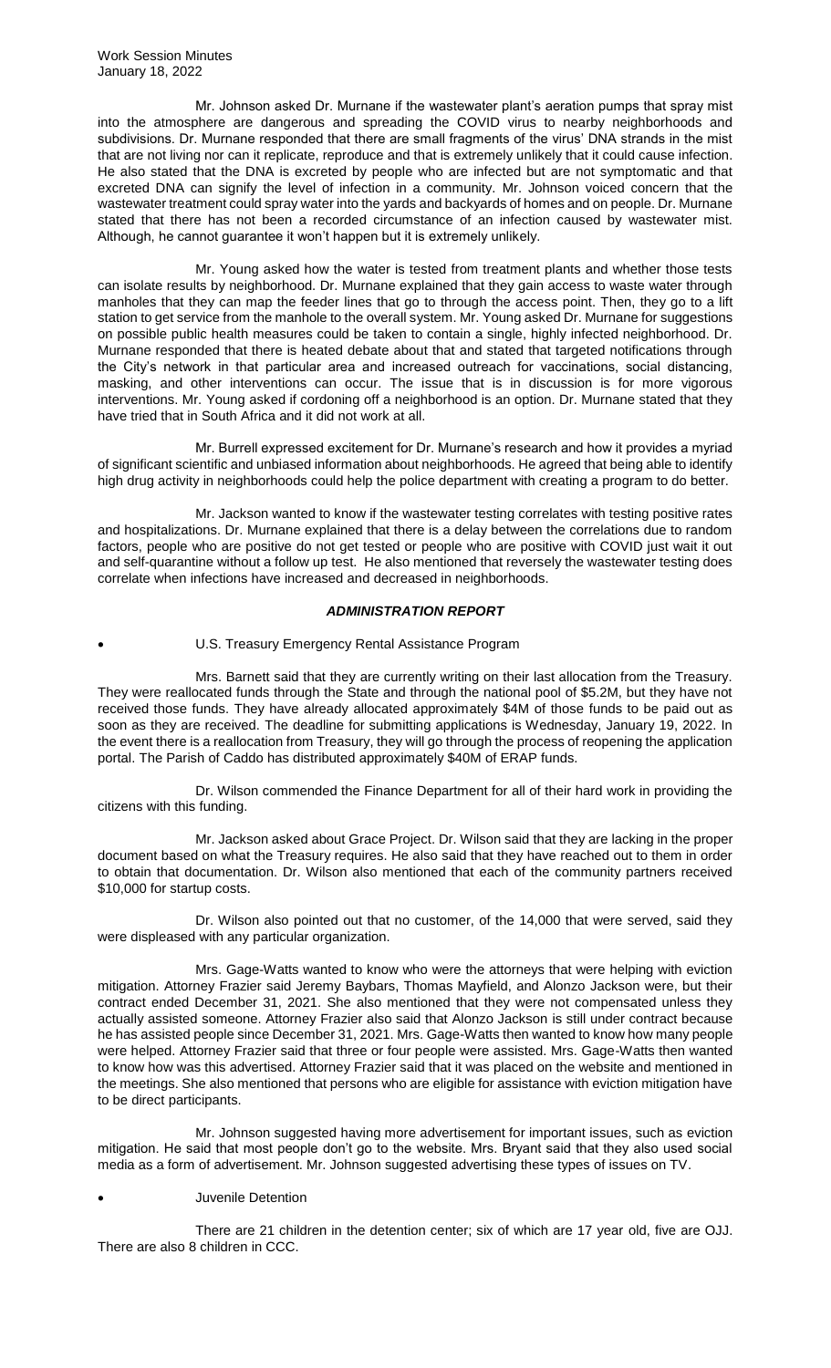Mr. Johnson asked Dr. Murnane if the wastewater plant's aeration pumps that spray mist into the atmosphere are dangerous and spreading the COVID virus to nearby neighborhoods and subdivisions. Dr. Murnane responded that there are small fragments of the virus' DNA strands in the mist that are not living nor can it replicate, reproduce and that is extremely unlikely that it could cause infection. He also stated that the DNA is excreted by people who are infected but are not symptomatic and that excreted DNA can signify the level of infection in a community. Mr. Johnson voiced concern that the wastewater treatment could spray water into the yards and backyards of homes and on people. Dr. Murnane stated that there has not been a recorded circumstance of an infection caused by wastewater mist. Although, he cannot guarantee it won't happen but it is extremely unlikely.

Mr. Young asked how the water is tested from treatment plants and whether those tests can isolate results by neighborhood. Dr. Murnane explained that they gain access to waste water through manholes that they can map the feeder lines that go to through the access point. Then, they go to a lift station to get service from the manhole to the overall system. Mr. Young asked Dr. Murnane for suggestions on possible public health measures could be taken to contain a single, highly infected neighborhood. Dr. Murnane responded that there is heated debate about that and stated that targeted notifications through the City's network in that particular area and increased outreach for vaccinations, social distancing, masking, and other interventions can occur. The issue that is in discussion is for more vigorous interventions. Mr. Young asked if cordoning off a neighborhood is an option. Dr. Murnane stated that they have tried that in South Africa and it did not work at all.

Mr. Burrell expressed excitement for Dr. Murnane's research and how it provides a myriad of significant scientific and unbiased information about neighborhoods. He agreed that being able to identify high drug activity in neighborhoods could help the police department with creating a program to do better.

Mr. Jackson wanted to know if the wastewater testing correlates with testing positive rates and hospitalizations. Dr. Murnane explained that there is a delay between the correlations due to random factors, people who are positive do not get tested or people who are positive with COVID just wait it out and self-quarantine without a follow up test. He also mentioned that reversely the wastewater testing does correlate when infections have increased and decreased in neighborhoods.

## *ADMINISTRATION REPORT*

- U.S. Treasury Emergency Rental Assistance Program

Mrs. Barnett said that they are currently writing on their last allocation from the Treasury. They were reallocated funds through the State and the national pool of \$5.2M, but they have not received those funds. They have already allocated approximately \$4M of those funds to be paid out as soon as they are received. The deadline for submitting applications is Wednesday, January 19, 2022. In the event there is a reallocation from Treasury, they will go through the process of reopening the application portal. The Parish of Caddo has distributed approximately \$40M of ERAP funds.

Dr. Wilson commended the Finance Department for all of their hard work in providing the citizens with this funding.

Mr. Jackson asked about Grace Project. Dr. Wilson said that they are lacking in the proper document based on what the Treasury requires. He also said that they have reached out to them in order to obtain that documentation. Dr. Wilson also mentioned that each of the community partners received \$10,000 for startup costs.

Dr. Wilson also pointed out that no customer, of the 14,000 that were served, said they were displeased with any particular organization.

Mrs. Gage-Watts wanted to know who were the attorneys that were helping with eviction mitigation. Attorney Frazier said Jeremy Baybars, Thomas Mayfield, and Alonzo Jackson were, but their contract ended December 31, 2021. She also mentioned that they were not compensated unless they actually assisted someone. Attorney Frazier also said that Alonzo Jackson is still under contract because he has assisted people since December 31, 2021. Mrs. Gage-Watts then wanted to know how many people were helped. Attorney Frazier said that three or four people were assisted. Mrs. Gage-Watts then wanted to know how was this advertised. Attorney Frazier said that it was placed on the website and mentioned in the meetings. She also mentioned that persons who are eligible for assistance with eviction mitigation have to be direct participants.

Mr. Johnson suggested having more advertisement for important issues, such as eviction mitigation. He said that most people don't go to the website. Mrs. Bryant said that they also used social media as a form of advertisement. Mr. Johnson suggested advertising these types of issues on TV.

- Juvenile Detention

There are 21 children in the detention center; six of which are 17 year old, five are OJJ. There are also 8 children in CCC.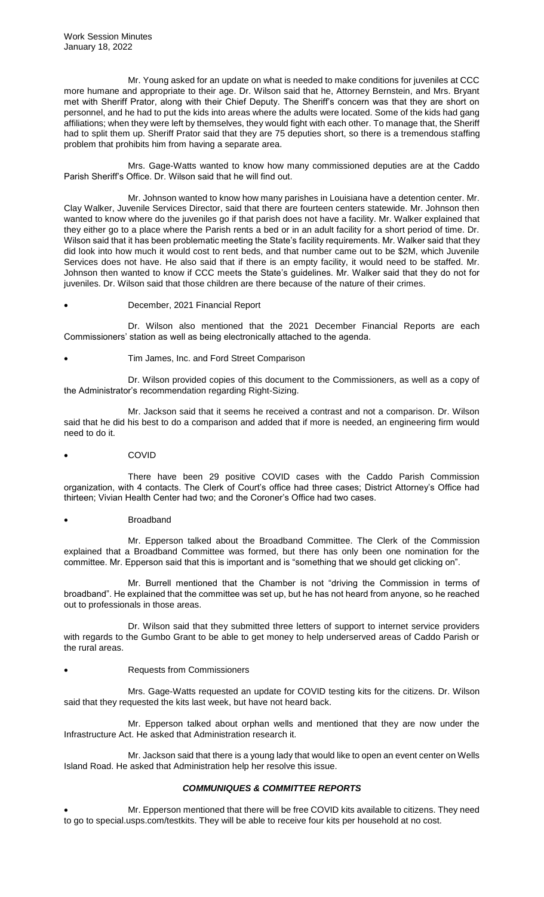Mr. Young asked for an update on what is needed to make conditions for juveniles at CCC more humane and appropriate to their age. Dr. Wilson said that he, Attorney Bernstein, and Mrs. Bryant met with Sheriff Prator, along with their Chief Deputy. The Sheriff's concern was that they are short on personnel, and he had to put the kids into areas where the adults were located. Some of the kids had gang affiliations; when they were left by themselves, they would fight with each other. To manage that, the Sheriff had to split them up. Sheriff Prator said that they are 75 deputies short, so there is a tremendous staffing problem that prohibits him from having a separate area.

Mrs. Gage-Watts wanted to know how many commissioned deputies are at the Caddo Parish Sheriff's Office. Dr. Wilson said that he will find out.

Mr. Johnson wanted to know how many parishes in Louisiana have a detention center. Mr. Clay Walker, Juvenile Services Director, said that there are fourteen centers statewide. Mr. Johnson then wanted to know where do the juveniles go if that parish does not have a facility. Mr. Walker explained that they either go to a place where the Parish rents a bed or in an adult facility for a short period of time. Dr. Wilson said that it has been problematic meeting the State's facility requirements. Mr. Walker said that they did look into how much it would cost to rent beds, and that number came out to be $2M, which Juvenile Services does not have. He also said that if there is an empty facility, it would need to be staffed. Mr. Johnson then wanted to know if CCC meets the State's guidelines. Mr. Walker said that they do not for juveniles. Dr. Wilson said that those children are there because of the nature of their crimes.

- December, 2021 Financial Report

Dr. Wilson also mentioned that the 2021 December Financial Reports are each Commissioners' station as well as being electronically attached to the agenda.

- Tim James, Inc. and Ford Street Comparison

Dr. Wilson provided copies of this document to the Commissioners, as well as a copy of the Administrator's recommendation regarding Right-Sizing.

Mr. Jackson said that it seems he received a contrast and not a comparison. Dr. Wilson said that he did his best to do a comparison and added that if more is needed, an engineering firm would need to do it.

- COVID

There have been 29 positive COVID cases with the Caddo Parish Commission organization, with 4 contacts. The Clerk of Court's office had three cases; District Attorney's Office had thirteen; Vivian Health Center had two; and the Coroner's Office had two cases.

- Broadband

Mr. Epperson talked about the Broadband Committee. The Clerk of the Commission explained that a Broadband Committee was formed, but there has only been one nomination for the committee. Mr. Epperson said that this is important and is "something that we should get clicking on".

Mr. Burrell mentioned that the Chamber is not "driving the Commission in terms of broadband". He explained that the committee was set up, but he has not heard from anyone, so he reached out to professionals in those areas.

Dr. Wilson said that they submitted three letters of support to internet service providers with regards to the Gumbo Grant to be able to get money to help underserved areas of Caddo Parish or the rural areas.

- Requests from Commissioners

Mrs. Gage-Watts requested an update for COVID testing kits for the citizens. Dr. Wilson said that they requested the kits last week, but have not heard back.

Mr. Epperson talked about orphan wells and mentioned that they are now under the Infrastructure Act. He asked that Administration research it.

Mr. Jackson said that there is a young lady that would like to open an event center on Wells Island Road. He asked that Administration help her resolve this issue.

## ***COMMUNIQUES & COMMITTEE REPORTS***

- Mr. Epperson mentioned that there will be free COVID kits available to citizens. They need to go to special.usps.com/testkits. They will be able to receive four kits per household at no cost.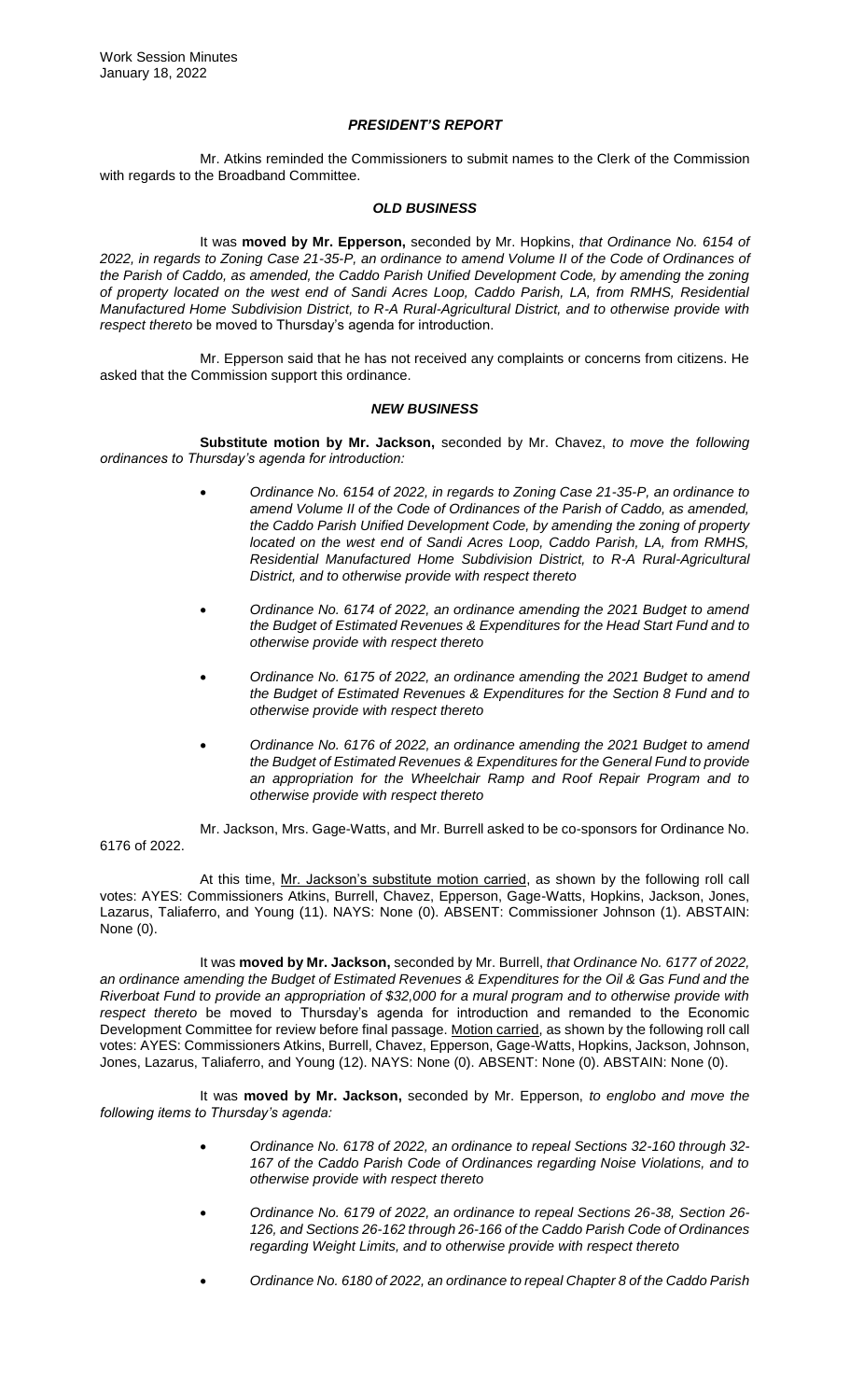### *PRESIDENT'S REPORT*

Mr. Atkins reminded the Commissioners to submit names to the Clerk of the Commission with regards to the Broadband Committee.

### *OLD BUSINESS*

It was **moved by Mr. Epperson,** seconded by Mr. Hopkins, *that Ordinance No. 6154 of 2022, in regards to Zoning Case 21-35-P, an ordinance to amend Volume II of the Code of Ordinances of the Parish of Caddo, as amended, the Caddo Parish Unified Development Code, by amending the zoning of property located on the west end of Sandi Acres Loop, Caddo Parish, LA, from RMHS, Residential Manufactured Home Subdivision District, to R-A Rural-Agricultural District, and to otherwise provide with respect thereto* be moved to Thursday's agenda for introduction.

Mr. Epperson said that he has not received any complaints or concerns from citizens. He asked that the Commission support this ordinance.

### *NEW BUSINESS*

**Substitute motion by Mr. Jackson,** seconded by Mr. Chavez, *to move the following ordinances to Thursday's agenda for introduction:*

- *Ordinance No. 6154 of 2022, in regards to Zoning Case 21-35-P, an ordinance to amend Volume II of the Code of Ordinances of the Parish of Caddo, as amended, the Caddo Parish Unified Development Code, by amending the zoning of property located on the west end of Sandi Acres Loop, Caddo Parish, LA, from RMHS, Residential Manufactured Home Subdivision District, to R-A Rural-Agricultural District, and to otherwise provide with respect thereto*
- *Ordinance No. 6174 of 2022, an ordinance amending the 2021 Budget to amend the Budget of Estimated Revenues & Expenditures for the Head Start Fund and to otherwise provide with respect thereto*
- *Ordinance No. 6175 of 2022, an ordinance amending the 2021 Budget to amend the Budget of Estimated Revenues & Expenditures for the Section 8 Fund and to otherwise provide with respect thereto*
- *Ordinance No. 6176 of 2022, an ordinance amending the 2021 Budget to amend the Budget of Estimated Revenues & Expenditures for the General Fund to provide an appropriation for the Wheelchair Ramp and Roof Repair Program and to otherwise provide with respect thereto*

Mr. Jackson, Mrs. Gage-Watts, and Mr. Burrell asked to be co-sponsors for Ordinance No. 6176 of 2022.

At this time, Mr. Jackson's substitute motion carried, as shown by the following roll call votes: AYES: Commissioners Atkins, Burrell, Chavez, Epperson, Gage-Watts, Hopkins, Jackson, Jones, Lazarus, Taliaferro, and Young (11). NAYS: None (0). ABSENT: Commissioner Johnson (1). ABSTAIN: None (0).

It was **moved by Mr. Jackson,** seconded by Mr. Burrell, *that Ordinance No. 6177 of 2022, an ordinance amending the Budget of Estimated Revenues & Expenditures for the Oil & Gas Fund and the Riverboat Fund to provide an appropriation of $32,000 for a mural program and to otherwise provide with respect thereto* be moved to Thursday's agenda for introduction and remanded to the Economic Development Committee for review before final passage. Motion carried, as shown by the following roll call votes: AYES: Commissioners Atkins, Burrell, Chavez, Epperson, Gage-Watts, Hopkins, Jackson, Johnson, Jones, Lazarus, Taliaferro, and Young (12). NAYS: None (0). ABSENT: None (0). ABSTAIN: None (0).

It was **moved by Mr. Jackson,** seconded by Mr. Epperson, *to englobo and move the following items to Thursday's agenda:*

- *Ordinance No. 6178 of 2022, an ordinance to repeal Sections 32-160 through 32-167 of the Caddo Parish Code of Ordinances regarding Noise Violations, and to otherwise provide with respect thereto*
- *Ordinance No. 6179 of 2022, an ordinance to repeal Sections 26-38, Section 26-126, and Sections 26-162 through 26-166 of the Caddo Parish Code of Ordinances regarding Weight Limits, and to otherwise provide with respect thereto*
- *Ordinance No. 6180 of 2022, an ordinance to repeal Chapter 8 of the Caddo Parish*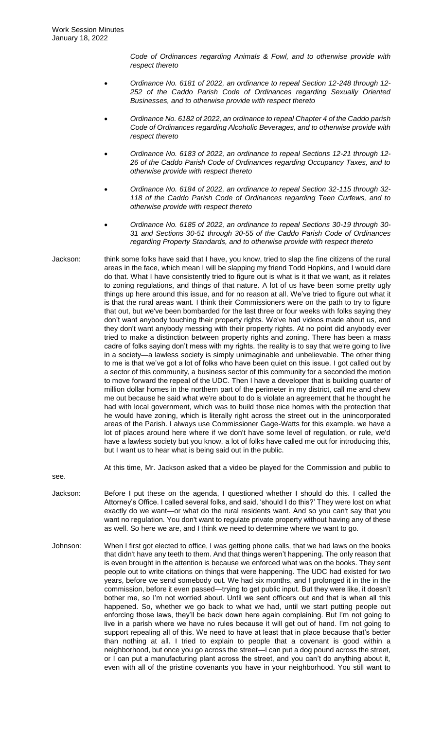*Code of Ordinances regarding Animals & Fowl, and to otherwise provide with respect thereto*

- *Ordinance No. 6181 of 2022, an ordinance to repeal Section 12-248 through 12-252 of the Caddo Parish Code of Ordinances regarding Sexually Oriented Businesses, and to otherwise provide with respect thereto*
- *Ordinance No. 6182 of 2022, an ordinance to repeal Chapter 4 of the Caddo parish Code of Ordinances regarding Alcoholic Beverages, and to otherwise provide with respect thereto*
- *Ordinance No. 6183 of 2022, an ordinance to repeal Sections 12-21 through 12-26 of the Caddo Parish Code of Ordinances regarding Occupancy Taxes, and to otherwise provide with respect thereto*
- *Ordinance No. 6184 of 2022, an ordinance to repeal Section 32-115 through 32-118 of the Caddo Parish Code of Ordinances regarding Teen Curfews, and to otherwise provide with respect thereto*
- *Ordinance No. 6185 of 2022, an ordinance to repeal Sections 30-19 through 30-31 and Sections 30-51 through 30-55 of the Caddo Parish Code of Ordinances regarding Property Standards, and to otherwise provide with respect thereto*

Jackson: think some folks have said that I have, you know, tried to slap the fine citizens of the rural areas in the face, which mean I will be slapping my friend Todd Hopkins, and I would dare do that. What I have consistently tried to figure out is what is it that we want, as it relates to zoning regulations, and things of that nature. A lot of us have been some pretty ugly things up here around this issue, and for no reason at all. We've tried to figure out what it is that the rural areas want. I think their Commissioners were on the path to try to figure that out, but we've been bombarded for the last three or four weeks with folks saying they don't want anybody touching their property rights. We've had videos made about us, and they don't want anybody messing with their property rights. At no point did anybody ever tried to make a distinction between property rights and zoning. There has been a mass cadre of folks saying don't mess with my rights. the reality is to say that we're going to live in a society—a lawless society is simply unimaginable and unbelievable. The other thing to me is that we've got a lot of folks who have been quiet on this issue. I got called out by a sector of this community, a business sector of this community for a seconded the motion to move forward the repeal of the UDC. Then I have a developer that is building quarter of million dollar homes in the northern part of the perimeter in my district, call me and chew me out because he said what we're about to do is violate an agreement that he thought he had with local government, which was to build those nice homes with the protection that he would have zoning, which is literally right across the street out in the unincorporated areas of the Parish. I always use Commissioner Gage-Watts for this example. we have a lot of places around here where if we don't have some level of regulation, or rule, we'd have a lawless society but you know, a lot of folks have called me out for introducing this, but I want us to hear what is being said out in the public.

At this time, Mr. Jackson asked that a video be played for the Commission and public to see.

Jackson: Before I put these on the agenda, I questioned whether I should do this. I called the Attorney's Office. I called several folks, and said, 'should I do this?' They were lost on what exactly do we want—or what do the rural residents want. And so you can't say that you want no regulation. You don't want to regulate private property without having any of these as well. So here we are, and I think we need to determine where we want to go.

Johnson: When I first got elected to office, I was getting phone calls, that we had laws on the books that didn't have any teeth to them. And that things weren't happening. The only reason that is even brought in the attention is because we enforced what was on the books. They sent people out to write citations on things that were happening. The UDC had existed for two years, before we send somebody out. We had six months, and I prolonged it in the in the commission, before it even passed—trying to get public input. But they were like, it doesn't bother me, so I'm not worried about. Until we sent officers out and that is when all this happened. So, whether we go back to what we had, until we start putting people out enforcing those laws, they'll be back down here again complaining. But I'm not going to live in a parish where we have no rules because it will get out of hand. I'm not going to support repealing all of this. We need to have at least that in place because that's better than nothing at all. I tried to explain to people that a covenant is good within a neighborhood, but once you go across the street—I can put a dog pound across the street, or I can put a manufacturing plant across the street, and you can't do anything about it, even with all of the pristine covenants you have in your neighborhood. You still want to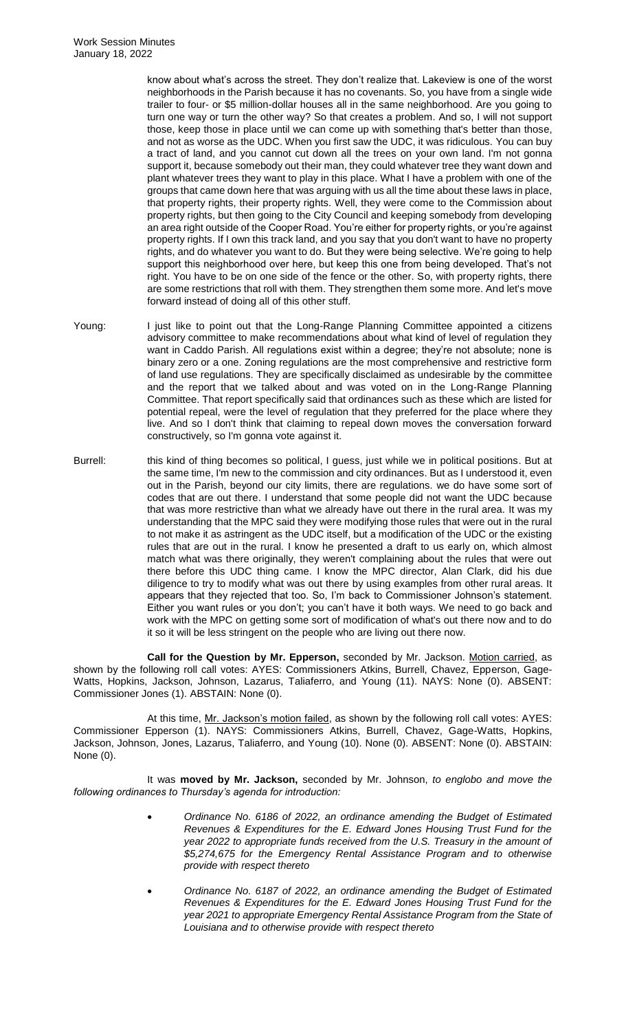know about what's across the street. They don't realize that. Lakeview is one of the worst neighborhoods in the Parish because it has no covenants. So, you have from a single wide trailer to four- or $5 million-dollar houses all in the same neighborhood. Are you going to turn one way or turn the other way? So that creates a problem. And so, I will not support those, keep those in place until we can come up with something that's better than those, and not as worse as the UDC. When you first saw the UDC, it was ridiculous. You can buy a tract of land, and you cannot cut down all the trees on your own land. I'm not gonna support it, because somebody out their man, they could whatever tree they want down and plant whatever trees they want to play in this place. What I have a problem with one of the groups that came down here that was arguing with us all the time about these laws in place, that property rights, their property rights. Well, they were come to the Commission about property rights, but then going to the City Council and keeping somebody from developing an area right outside of the Cooper Road. You're either for property rights, or you're against property rights. If I own this track land, and you say that you don't want to have no property rights, and do whatever you want to do. But they were being selective. We're going to help support this neighborhood over here, but keep this one from being developed. That's not right. You have to be on one side of the fence or the other. So, with property rights, there are some restrictions that roll with them. They strengthen them some more. And let's move forward instead of doing all of this other stuff.

Young: I just like to point out that the Long-Range Planning Committee appointed a citizens advisory committee to make recommendations about what kind of level of regulation they want in Caddo Parish. All regulations exist within a degree; they're not absolute; none is binary zero or a one. Zoning regulations are the most comprehensive and restrictive form of land use regulations. They are specifically disclaimed as undesirable by the committee and the report that we talked about and was voted on in the Long-Range Planning Committee. That report specifically said that ordinances such as these which are listed for potential repeal, were the level of regulation that they preferred for the place where they live. And so I don't think that claiming to repeal down moves the conversation forward constructively, so I'm gonna vote against it.

Burrell: this kind of thing becomes so political, I guess, just while we in political positions. But at the same time, I'm new to the commission and city ordinances. But as I understood it, even out in the Parish, beyond our city limits, there are regulations. we do have some sort of codes that are out there. I understand that some people did not want the UDC because that was more restrictive than what we already have out there in the rural area. It was my understanding that the MPC said they were modifying those rules that were out in the rural to not make it as astringent as the UDC itself, but a modification of the UDC or the existing rules that are out in the rural. I know he presented a draft to us early on, which almost match what was there originally, they weren't complaining about the rules that were out there before this UDC thing came. I know the MPC director, Alan Clark, did his due diligence to try to modify what was out there by using examples from other rural areas. It appears that they rejected that too. So, I'm back to Commissioner Johnson's statement. Either you want rules or you don't; you can't have it both ways. We need to go back and work with the MPC on getting some sort of modification of what's out there now and to do it so it will be less stringent on the people who are living out there now.

**Call for the Question by Mr. Epperson,** seconded by Mr. Jackson. Motion carried, as shown by the following roll call votes: AYES: Commissioners Atkins, Burrell, Chavez, Epperson, Gage-Watts, Hopkins, Jackson, Johnson, Lazarus, Taliaferro, and Young (11). NAYS: None (0). ABSENT: Commissioner Jones (1). ABSTAIN: None (0).

At this time, Mr. Jackson's motion failed, as shown by the following roll call votes: AYES: Commissioner Epperson (1). NAYS: Commissioners Atkins, Burrell, Chavez, Gage-Watts, Hopkins, Jackson, Johnson, Jones, Lazarus, Taliaferro, and Young (10). None (0). ABSENT: None (0). ABSTAIN: None (0).

It was **moved by Mr. Jackson,** seconded by Mr. Johnson, *to englobo and move the following ordinances to Thursday's agenda for introduction:*

- *Ordinance No. 6186 of 2022, an ordinance amending the Budget of Estimated Revenues & Expenditures for the E. Edward Jones Housing Trust Fund for the year 2022 to appropriate funds received from the U.S. Treasury in the amount of $5,274,675 for the Emergency Rental Assistance Program and to otherwise provide with respect thereto*
- *Ordinance No. 6187 of 2022, an ordinance amending the Budget of Estimated Revenues & Expenditures for the E. Edward Jones Housing Trust Fund for the year 2021 to appropriate Emergency Rental Assistance Program from the State of Louisiana and to otherwise provide with respect thereto*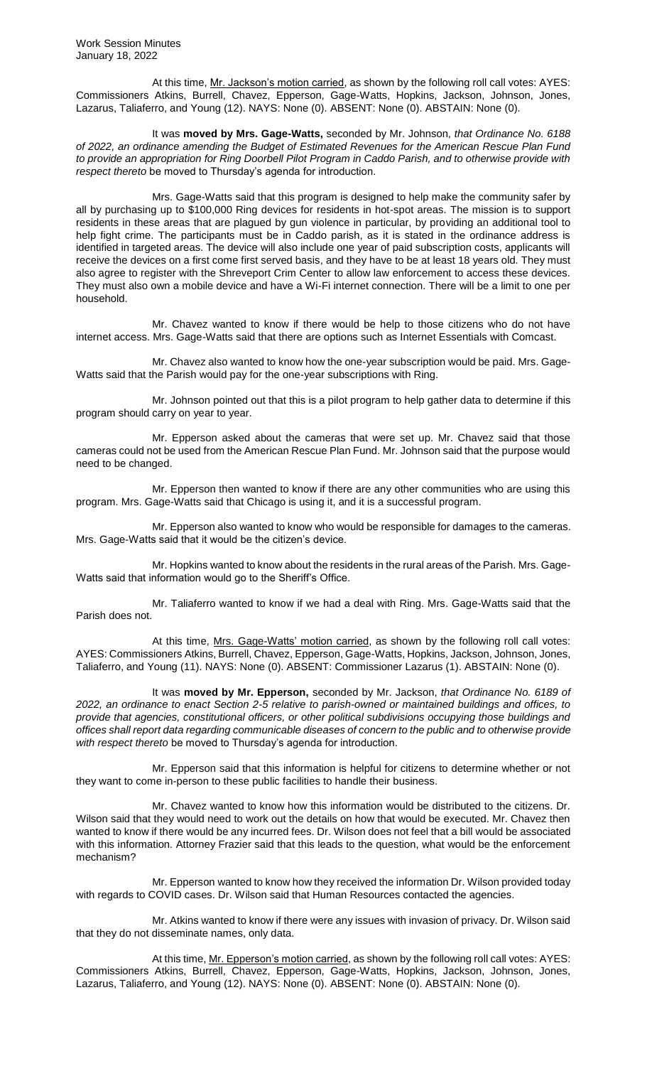At this time, <u>Mr. Jackson's motion carried</u>, as shown by the following roll call votes: AYES: Commissioners Atkins, Burrell, Chavez, Epperson, Gage-Watts, Hopkins, Jackson, Johnson, Jones, Lazarus, Taliaferro, and Young (12). NAYS: None (0). ABSENT: None (0). ABSTAIN: None (0).

It was **moved by Mrs. Gage-Watts,** seconded by Mr. Johnson, *that Ordinance No. 6188 of 2022, an ordinance amending the Budget of Estimated Revenues for the American Rescue Plan Fund to provide an appropriation for Ring Doorbell Pilot Program in Caddo Parish, and to otherwise provide with respect thereto* be moved to Thursday's agenda for introduction.

Mrs. Gage-Watts said that this program is designed to help make the community safer by all by purchasing up to $100,000 Ring devices for residents in hot-spot areas. The mission is to support residents in these areas that are plagued by gun violence in particular, by providing an additional tool to help fight crime. The participants must be in Caddo parish, as it is stated in the ordinance address is identified in targeted areas. The device will also include one year of paid subscription costs, applicants will receive the devices on a first come first served basis, and they have to be at least 18 years old. They must also agree to register with the Shreveport Crim Center to allow law enforcement to access these devices. They must also own a mobile device and have a Wi-Fi internet connection. There will be a limit to one per household.

Mr. Chavez wanted to know if there would be help to those citizens who do not have internet access. Mrs. Gage-Watts said that there are options such as Internet Essentials with Comcast.

Mr. Chavez also wanted to know how the one-year subscription would be paid. Mrs. Gage-Watts said that the Parish would pay for the one-year subscriptions with Ring.

Mr. Johnson pointed out that this is a pilot program to help gather data to determine if this program should carry on year to year.

Mr. Epperson asked about the cameras that were set up. Mr. Chavez said that those cameras could not be used from the American Rescue Plan Fund. Mr. Johnson said that the purpose would need to be changed.

Mr. Epperson then wanted to know if there are any other communities who are using this program. Mrs. Gage-Watts said that Chicago is using it, and it is a successful program.

Mr. Epperson also wanted to know who would be responsible for damages to the cameras. Mrs. Gage-Watts said that it would be the citizen's device.

Mr. Hopkins wanted to know about the residents in the rural areas of the Parish. Mrs. Gage-Watts said that information would go to the Sheriff's Office.

Mr. Taliaferro wanted to know if we had a deal with Ring. Mrs. Gage-Watts said that the Parish does not.

At this time, <u>Mrs. Gage-Watts' motion carried</u>, as shown by the following roll call votes: AYES: Commissioners Atkins, Burrell, Chavez, Epperson, Gage-Watts, Hopkins, Jackson, Johnson, Jones, Taliaferro, and Young (11). NAYS: None (0). ABSENT: Commissioner Lazarus (1). ABSTAIN: None (0).

It was **moved by Mr. Epperson,** seconded by Mr. Jackson, *that Ordinance No. 6189 of 2022, an ordinance to enact Section 2-5 relative to parish-owned or maintained buildings and offices, to provide that agencies, constitutional officers, or other political subdivisions occupying those buildings and offices shall report data regarding communicable diseases of concern to the public and to otherwise provide with respect thereto* be moved to Thursday's agenda for introduction.

Mr. Epperson said that this information is helpful for citizens to determine whether or not they want to come in-person to these public facilities to handle their business.

Mr. Chavez wanted to know how this information would be distributed to the citizens. Dr. Wilson said that they would need to work out the details on how that would be executed. Mr. Chavez then wanted to know if there would be any incurred fees. Dr. Wilson does not feel that a bill would be associated with this information. Attorney Frazier said that this leads to the question, what would be the enforcement mechanism?

Mr. Epperson wanted to know how they received the information Dr. Wilson provided today with regards to COVID cases. Dr. Wilson said that Human Resources contacted the agencies.

Mr. Atkins wanted to know if there were any issues with invasion of privacy. Dr. Wilson said that they do not disseminate names, only data.

At this time, <u>Mr. Epperson's motion carried</u>, as shown by the following roll call votes: AYES: Commissioners Atkins, Burrell, Chavez, Epperson, Gage-Watts, Hopkins, Jackson, Johnson, Jones, Lazarus, Taliaferro, and Young (12). NAYS: None (0). ABSENT: None (0). ABSTAIN: None (0).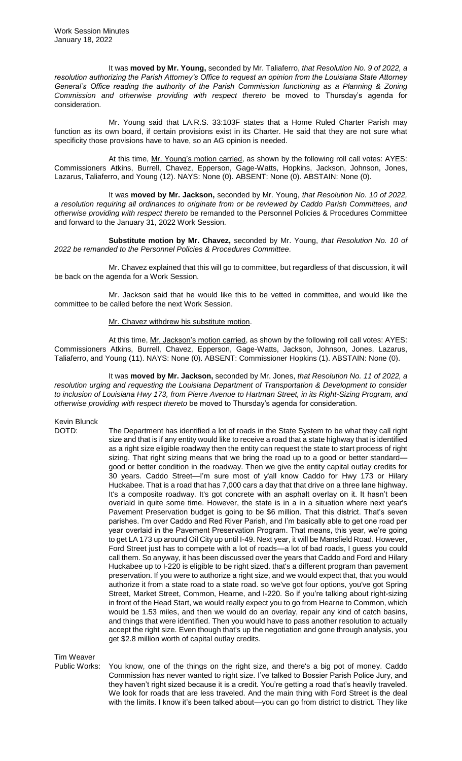It was **moved by Mr. Young,** seconded by Mr. Taliaferro, *that Resolution No. 9 of 2022, a resolution authorizing the Parish Attorney's Office to request an opinion from the Louisiana State Attorney General's Office reading the authority of the Parish Commission functioning as a Planning & Zoning Commission and otherwise providing with respect thereto* be moved to Thursday's agenda for consideration.

Mr. Young said that LA.R.S. 33:103F states that a Home Ruled Charter Parish may function as its own board, if certain provisions exist in its Charter. He said that they are not sure what specificity those provisions have to have, so an AG opinion is needed.

At this time, Mr. Young's motion carried, as shown by the following roll call votes: AYES: Commissioners Atkins, Burrell, Chavez, Epperson, Gage-Watts, Hopkins, Jackson, Johnson, Jones, Lazarus, Taliaferro, and Young (12). NAYS: None (0). ABSENT: None (0). ABSTAIN: None (0).

It was **moved by Mr. Jackson,** seconded by Mr. Young, *that Resolution No. 10 of 2022, a resolution requiring all ordinances to originate from or be reviewed by Caddo Parish Committees, and otherwise providing with respect thereto* be remanded to the Personnel Policies & Procedures Committee and forward to the January 31, 2022 Work Session.

**Substitute motion by Mr. Chavez,** seconded by Mr. Young, *that Resolution No. 10 of 2022 be remanded to the Personnel Policies & Procedures Committee.*

Mr. Chavez explained that this will go to committee, but regardless of that discussion, it will be back on the agenda for a Work Session.

Mr. Jackson said that he would like this to be vetted in committee, and would like the committee to be called before the next Work Session.

Mr. Chavez withdrew his substitute motion.

At this time, Mr. Jackson's motion carried, as shown by the following roll call votes: AYES: Commissioners Atkins, Burrell, Chavez, Epperson, Gage-Watts, Jackson, Johnson, Jones, Lazarus, Taliaferro, and Young (11). NAYS: None (0). ABSENT: Commissioner Hopkins (1). ABSTAIN: None (0).

It was **moved by Mr. Jackson,** seconded by Mr. Jones, *that Resolution No. 11 of 2022, a resolution urging and requesting the Louisiana Department of Transportation & Development to consider to inclusion of Louisiana Hwy 173, from Pierre Avenue to Hartman Street, in its Right-Sizing Program, and otherwise providing with respect thereto* be moved to Thursday's agenda for consideration.

Kevin Blunck
DOTD: The Department has identified a lot of roads in the State System to be what they call right size and that is if any entity would like to receive a road that a state highway that is identified as a right size eligible roadway then the entity can request the state to start process of right sizing. That right sizing means that we bring the road up to a good or better standard—good or better condition in the roadway. Then we give the entity capital outlay credits for 30 years. Caddo Street—I'm sure most of y'all know Caddo for Hwy 173 or Hilary Huckabee. That is a road that has 7,000 cars a day that that drive on a three lane highway. It's a composite roadway. It's got concrete with an asphalt overlay on it. It hasn't been overlaid in quite some time. However, the state is in a in a situation where next year's Pavement Preservation budget is going to be $6 million. That this district. That's seven parishes. I'm over Caddo and Red River Parish, and I'm basically able to get one road per year overlaid in the Pavement Preservation Program. That means, this year, we're going to get LA 173 up around Oil City up until I-49. Next year, it will be Mansfield Road. However, Ford Street just has to compete with a lot of roads—a lot of bad roads, I guess you could call them. So anyway, it has been discussed over the years that Caddo and Ford and Hilary Huckabee up to I-220 is eligible to be right sized. that's a different program than pavement preservation. If you were to authorize a right size, and we would expect that, that you would authorize it from a state road to a state road. so we've got four options, you've got Spring Street, Market Street, Common, Hearne, and I-220. So if you're talking about right-sizing in front of the Head Start, we would really expect you to go from Hearne to Common, which would be 1.53 miles, and then we would do an overlay, repair any kind of catch basins, and things that were identified. Then you would have to pass another resolution to actually accept the right size. Even though that's up the negotiation and gone through analysis, you get $2.8 million worth of capital outlay credits.

Tim Weaver
Public Works: You know, one of the things on the right size, and there's a big pot of money. Caddo Commission has never wanted to right size. I've talked to Bossier Parish Police Jury, and they haven't right sized because it is a credit. You're getting a road that's heavily traveled. We look for roads that are less traveled. And the main thing with Ford Street is the deal with the limits. I know it's been talked about—you can go from district to district. They like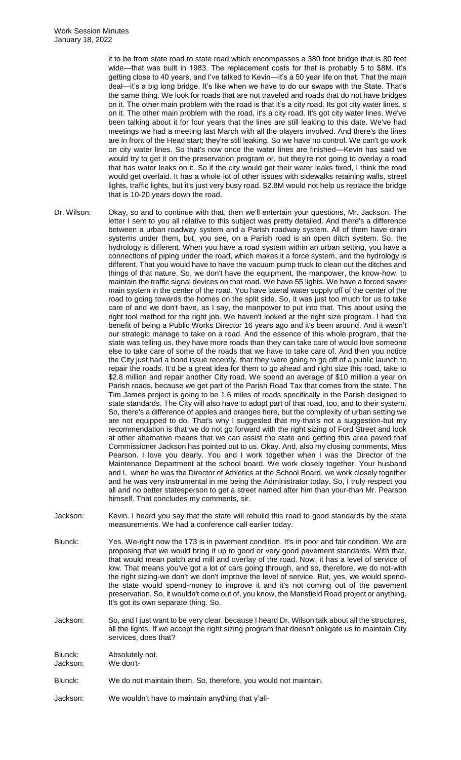it to be from state road to state road which encompasses a 380 foot bridge that is 80 feet wide—that was built in 1983. The replacement costs for that is probably 5 to $8M. It's getting close to 40 years, and I've talked to Kevin—it's a 50 year life on that. That the main deal—it's a big long bridge. It's like when we have to do our swaps with the State. That's the same thing. We look for roads that are not traveled and roads that do not have bridges on it. The other main problem with the road is that it's a city road. Its got city water lines. s on it. The other main problem with the road, it's a city road. It's got city water lines. We've been talking about it for four years that the lines are still leaking to this date. We've had meetings we had a meeting last March with all the players involved. And there's the lines are in front of the Head start; they're still leaking. So we have no control. We can't go work on city water lines. So that's now once the water lines are finished—Kevin has said we would try to get it on the preservation program or, but they're not going to overlay a road that has water leaks on it. So if the city would get their water leaks fixed, I think the road would get overlaid. It has a whole lot of other issues with sidewalks retaining walls, street lights, traffic lights, but it's just very busy road. $2.8M would not help us replace the bridge that is 10-20 years down the road.

Dr. Wilson: Okay, so and to continue with that, then we'll entertain your questions, Mr. Jackson. The letter I sent to you all relative to this subject was pretty detailed. And there's a difference between a urban roadway system and a Parish roadway system. All of them have drain systems under them, but, you see, on a Parish road is an open ditch system. So, the hydrology is different. When you have a road system within an urban setting, you have a connections of piping under the road, which makes it a force system, and the hydrology is different. That you would have to have the vacuum pump truck to clean out the ditches and things of that nature. So, we don't have the equipment, the manpower, the know-how, to maintain the traffic signal devices on that road. We have 55 lights. We have a forced sewer main system in the center of the road. You have lateral water supply off of the center of the road to going towards the homes on the split side. So, it was just too much for us to take care of and we don't have, as I say, the manpower to put into that. This about using the right tool method for the right job. We haven't looked at the right size program. I had the benefit of being a Public Works Director 16 years ago and it's been around. And it wasn't our strategic manage to take on a road. And the essence of this whole program, that the state was telling us, they have more roads than they can take care of would love someone else to take care of some of the roads that we have to take care of. And then you notice the City just had a bond issue recently, that they were going to go off of a public launch to repair the roads. It'd be a great idea for them to go ahead and right size this road, take to $2.8 million and repair another City road. We spend an average of $10 million a year on Parish roads, because we get part of the Parish Road Tax that comes from the state. The Tim James project is going to be 1.6 miles of roads specifically in the Parish designed to state standards. The City will also have to adopt part of that road, too, and to their system. So, there's a difference of apples and oranges here, but the complexity of urban setting we are not equipped to do. That's why I suggested that my-that's not a suggestion-but my recommendation is that we do not go forward with the right sizing of Ford Street and look at other alternative means that we can assist the state and getting this area paved that Commissioner Jackson has pointed out to us. Okay. And, also my closing comments, Miss Pearson. I love you dearly. You and I work together when I was the Director of the Maintenance Department at the school board. We work closely together. Your husband and I, when he was the Director of Athletics at the School Board, we work closely together and he was very instrumental in me being the Administrator today. So, I truly respect you all and no better statesperson to get a street named after him than your-than Mr. Pearson himself. That concludes my comments, sir.

Jackson: Kevin. I heard you say that the state will rebuild this road to good standards by the state measurements. We had a conference call earlier today.

Blunck: Yes. We-right now the 173 is in pavement condition. It's in poor and fair condition. We are proposing that we would bring it up to good or very good pavement standards. With that, that would mean patch and mill and overlay of the road. Now, it has a level of service of low. That means you've got a lot of cars going through, and so, therefore, we do not-with the right sizing-we don't we don't improve the level of service. But, yes, we would spend-the state would spend-money to improve it and it's not coming out of the pavement preservation. So, it wouldn't come out of, you know, the Mansfield Road project or anything. It's got its own separate thing. So.

Jackson: So, and I just want to be very clear, because I heard Dr. Wilson talk about all the structures, all the lights. If we accept the right sizing program that doesn't obligate us to maintain City services, does that?

Blunck: Absolutely not.

Jackson: We don't-

Blunck: We do not maintain them. So, therefore, you would not maintain.

Jackson: We wouldn't have to maintain anything that y'all-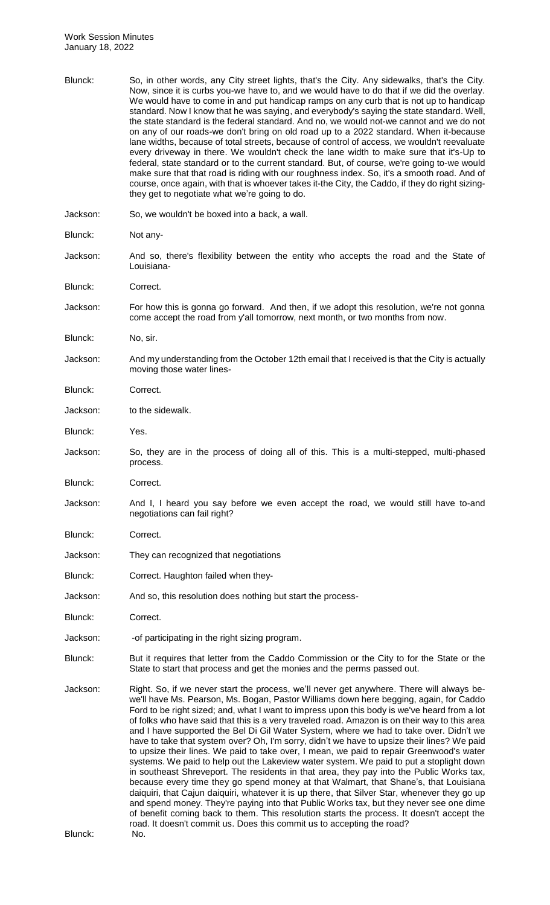Blunck: So, in other words, any City street lights, that's the City. Any sidewalks, that's the City. Now, since it is curbs you-we have to, and we would have to do that if we did the overlay. We would have to come in and put handicap ramps on any curb that is not up to handicap standard. Now I know that he was saying, and everybody's saying the state standard. Well, the state standard is the federal standard. And no, we would not-we cannot and we do not on any of our roads-we don't bring on old road up to a 2022 standard. When it-because lane widths, because of total streets, because of control of access, we wouldn't reevaluate every driveway in there. We wouldn't check the lane width to make sure that it's-Up to federal, state standard or to the current standard. But, of course, we're going to-we would make sure that that road is riding with our roughness index. So, it's a smooth road. And of course, once again, with that is whoever takes it-the City, the Caddo, if they do right sizing-they get to negotiate what we're going to do.

Jackson: So, we wouldn't be boxed into a back, a wall.

Blunck: Not any-

Jackson: And so, there's flexibility between the entity who accepts the road and the State of Louisiana-

Blunck: Correct.

Jackson: For how this is gonna go forward. And then, if we adopt this resolution, we're not gonna come accept the road from y'all tomorrow, next month, or two months from now.

Blunck: No, sir.

Jackson: And my understanding from the October 12th email that I received is that the City is actually moving those water lines-

Blunck: Correct.

Jackson: to the sidewalk.

Blunck: Yes.

Jackson: So, they are in the process of doing all of this. This is a multi-stepped, multi-phased process.

Blunck: Correct.

Jackson: And I, I heard you say before we even accept the road, we would still have to-and negotiations can fail right?

Blunck: Correct.

Jackson: They can recognized that negotiations

Blunck: Correct. Haughton failed when they-

Jackson: And so, this resolution does nothing but start the process-

Blunck: Correct.

Jackson: -of participating in the right sizing program.

Blunck: But it requires that letter from the Caddo Commission or the City to for the State or the State to start that process and get the monies and the perms passed out.

Jackson: Right. So, if we never start the process, we'll never get anywhere. There will always be-we'll have Ms. Pearson, Ms. Bogan, Pastor Williams down here begging, again, for Caddo Ford to be right sized; and, what I want to impress upon this body is we've heard from a lot of folks who have said that this is a very traveled road. Amazon is on their way to this area and I have supported the Bel Di Gil Water System, where we had to take over. Didn't we have to take that system over? Oh, I'm sorry, didn't we have to upsize their lines? We paid to upsize their lines. We paid to take over, I mean, we paid to repair Greenwood's water systems. We paid to help out the Lakeview water system. We paid to put a stoplight down in southeast Shreveport. The residents in that area, they pay into the Public Works tax, because every time they go spend money at that Walmart, that Shane's, that Louisiana daiquiri, that Cajun daiquiri, whatever it is up there, that Silver Star, whenever they go up and spend money. They're paying into that Public Works tax, but they never see one dime of benefit coming back to them. This resolution starts the process. It doesn't accept the road. It doesn't commit us. Does this commit us to accepting the road?

Blunck: No.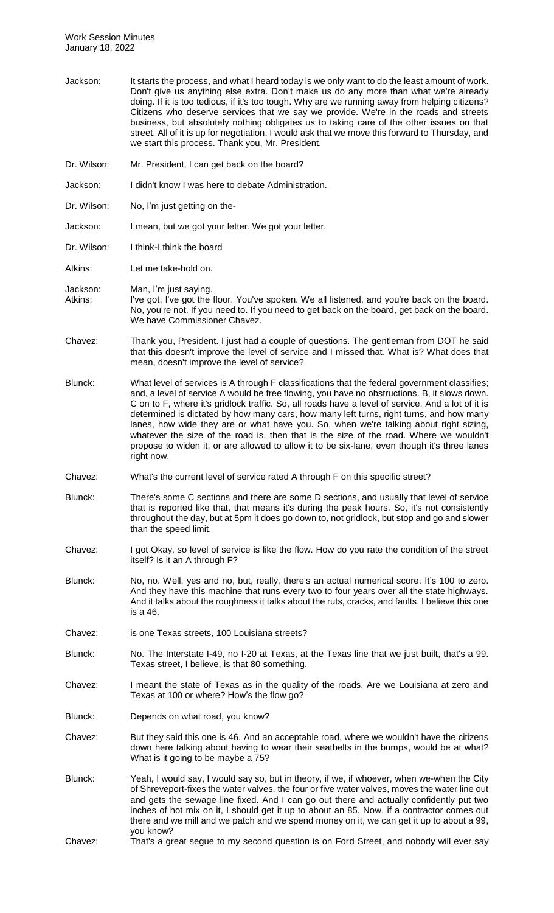Jackson: It starts the process, and what I heard today is we only want to do the least amount of work. Don't give us anything else extra. Don't make us do any more than what we're already doing. If it is too tedious, if it's too tough. Why are we running away from helping citizens? Citizens who deserve services that we say we provide. We're in the roads and streets business, but absolutely nothing obligates us to taking care of the other issues on that street. All of it is up for negotiation. I would ask that we move this forward to Thursday, and we start this process. Thank you, Mr. President.

Dr. Wilson: Mr. President, I can get back on the board?

Jackson: I didn't know I was here to debate Administration.

Dr. Wilson: No, I'm just getting on the-

Jackson: I mean, but we got your letter. We got your letter.

Dr. Wilson: I think-I think the board

Atkins: Let me take-hold on.

Jackson: Man, I'm just saying.

Atkins: I've got, I've got the floor. You've spoken. We all listened, and you're back on the board. No, you're not. If you need to. If you need to get back on the board, get back on the board. We have Commissioner Chavez.

Chavez: Thank you, President. I just had a couple of questions. The gentleman from DOT he said that this doesn't improve the level of service and I missed that. What is? What does that mean, doesn't improve the level of service?

Blunck: What level of services is A through F classifications that the federal government classifies; and, a level of service A would be free flowing, you have no obstructions. B, it slows down. C on to F, where it's gridlock traffic. So, all roads have a level of service. And a lot of it is determined is dictated by how many cars, how many left turns, right turns, and how many lanes, how wide they are or what have you. So, when we're talking about right sizing, whatever the size of the road is, then that is the size of the road. Where we wouldn't propose to widen it, or are allowed to allow it to be six-lane, even though it's three lanes right now.

Chavez: What's the current level of service rated A through F on this specific street?

Blunck: There's some C sections and there are some D sections, and usually that level of service that is reported like that, that means it's during the peak hours. So, it's not consistently throughout the day, but at 5pm it does go down to, not gridlock, but stop and go and slower than the speed limit.

Chavez: I got Okay, so level of service is like the flow. How do you rate the condition of the street itself? Is it an A through F?

Blunck: No, no. Well, yes and no, but, really, there's an actual numerical score. It's 100 to zero. And they have this machine that runs every two to four years over all the state highways. And it talks about the roughness it talks about the ruts, cracks, and faults. I believe this one is a 46.

Chavez: is one Texas streets, 100 Louisiana streets?

Blunck: No. The Interstate I-49, no I-20 at Texas, at the Texas line that we just built, that's a 99. Texas street, I believe, is that 80 something.

Chavez: I meant the state of Texas as in the quality of the roads. Are we Louisiana at zero and Texas at 100 or where? How's the flow go?

Blunck: Depends on what road, you know?

Chavez: But they said this one is 46. And an acceptable road, where we wouldn't have the citizens down here talking about having to wear their seatbelts in the bumps, would be at what? What is it going to be maybe a 75?

Blunck: Yeah, I would say, I would say so, but in theory, if we, if whoever, when we-when the City of Shreveport-fixes the water valves, the four or five water valves, moves the water line out and gets the sewage line fixed. And I can go out there and actually confidently put two inches of hot mix on it, I should get it up to about an 85. Now, if a contractor comes out there and we mill and we patch and we spend money on it, we can get it up to about a 99, you know?

Chavez: That's a great segue to my second question is on Ford Street, and nobody will ever say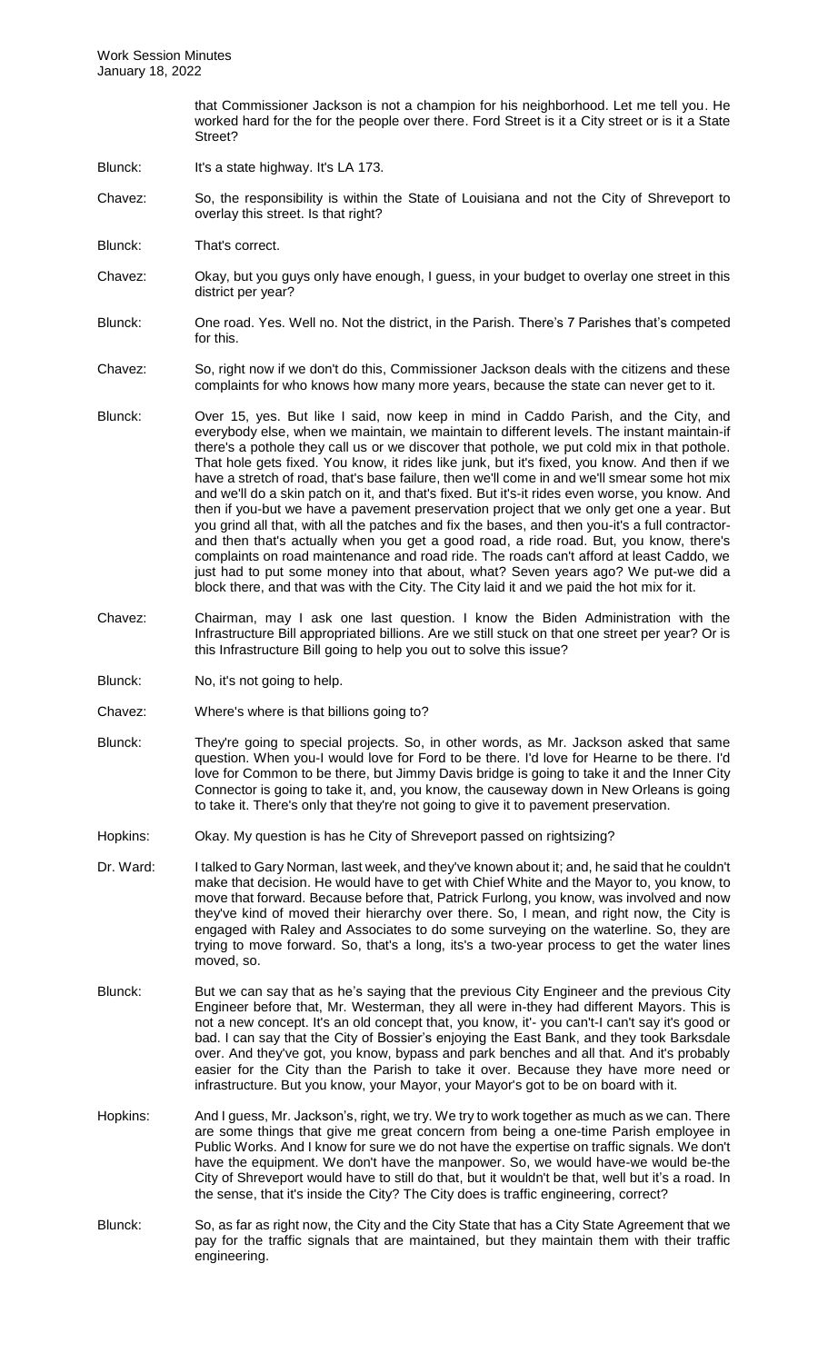that Commissioner Jackson is not a champion for his neighborhood. Let me tell you. He worked hard for the for the people over there. Ford Street is it a City street or is it a State Street?

Blunck: It's a state highway. It's LA 173.

Chavez: So, the responsibility is within the State of Louisiana and not the City of Shreveport to overlay this street. Is that right?

Blunck: That's correct.

Chavez: Okay, but you guys only have enough, I guess, in your budget to overlay one street in this district per year?

Blunck: One road. Yes. Well no. Not the district, in the Parish. There's 7 Parishes that's competed for this.

Chavez: So, right now if we don't do this, Commissioner Jackson deals with the citizens and these complaints for who knows how many more years, because the state can never get to it.

Blunck: Over 15, yes. But like I said, now keep in mind in Caddo Parish, and the City, and everybody else, when we maintain, we maintain to different levels. The instant maintain-if there's a pothole they call us or we discover that pothole, we put cold mix in that pothole. That hole gets fixed. You know, it rides like junk, but it's fixed, you know. And then if we have a stretch of road, that's base failure, then we'll come in and we'll smear some hot mix and we'll do a skin patch on it, and that's fixed. But it's-it rides even worse, you know. And then if you-but we have a pavement preservation project that we only get one a year. But you grind all that, with all the patches and fix the bases, and then you-it's a full contractor-and then that's actually when you get a good road, a ride road. But, you know, there's complaints on road maintenance and road ride. The roads can't afford at least Caddo, we just had to put some money into that about, what? Seven years ago? We put-we did a block there, and that was with the City. The City laid it and we paid the hot mix for it.

Chavez: Chairman, may I ask one last question. I know the Biden Administration with the Infrastructure Bill appropriated billions. Are we still stuck on that one street per year? Or is this Infrastructure Bill going to help you out to solve this issue?

Blunck: No, it's not going to help.

Chavez: Where's where is that billions going to?

Blunck: They're going to special projects. So, in other words, as Mr. Jackson asked that same question. When you-I would love for Ford to be there. I'd love for Hearne to be there. I'd love for Common to be there, but Jimmy Davis bridge is going to take it and the Inner City Connector is going to take it, and, you know, the causeway down in New Orleans is going to take it. There's only that they're not going to give it to pavement preservation.

Hopkins: Okay. My question is has he City of Shreveport passed on rightsizing?

Dr. Ward: I talked to Gary Norman, last week, and they've known about it; and, he said that he couldn't make that decision. He would have to get with Chief White and the Mayor to, you know, to move that forward. Because before that, Patrick Furlong, you know, was involved and now they've kind of moved their hierarchy over there. So, I mean, and right now, the City is engaged with Raley and Associates to do some surveying on the waterline. So, they are trying to move forward. So, that's a long, its's a two-year process to get the water lines moved, so.

Blunck: But we can say that as he's saying that the previous City Engineer and the previous City Engineer before that, Mr. Westerman, they all were in-they had different Mayors. This is not a new concept. It's an old concept that, you know, it'- you can't-I can't say it's good or bad. I can say that the City of Bossier's enjoying the East Bank, and they took Barksdale over. And they've got, you know, bypass and park benches and all that. And it's probably easier for the City than the Parish to take it over. Because they have more need or infrastructure. But you know, your Mayor, your Mayor's got to be on board with it.

Hopkins: And I guess, Mr. Jackson's, right, we try. We try to work together as much as we can. There are some things that give me great concern from being a one-time Parish employee in Public Works. And I know for sure we do not have the expertise on traffic signals. We don't have the equipment. We don't have the manpower. So, we would have-we would be-the City of Shreveport would have to still do that, but it wouldn't be that, well but it's a road. In the sense, that it's inside the City? The City does is traffic engineering, correct?

Blunck: So, as far as right now, the City and the City State that has a City State Agreement that we pay for the traffic signals that are maintained, but they maintain them with their traffic engineering.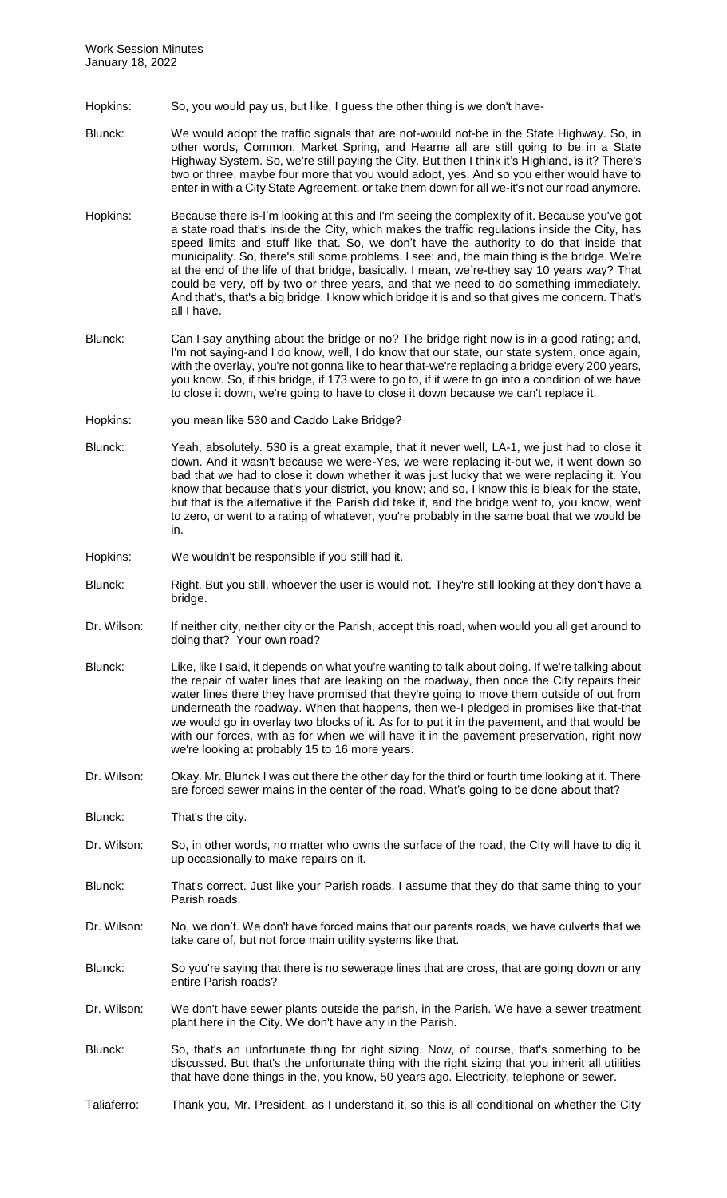Hopkins: So, you would pay us, but like, I guess the other thing is we don't have-

Blunck: We would adopt the traffic signals that are not-would not-be in the State Highway. So, in other words, Common, Market Spring, and Hearne all are still going to be in a State Highway System. So, we're still paying the City. But then I think it's Highland, is it? There's two or three, maybe four more that you would adopt, yes. And so you either would have to enter in with a City State Agreement, or take them down for all we-it's not our road anymore.

Hopkins: Because there is-I'm looking at this and I'm seeing the complexity of it. Because you've got a state road that's inside the City, which makes the traffic regulations inside the City, has speed limits and stuff like that. So, we don't have the authority to do that inside that municipality. So, there's still some problems, I see; and, the main thing is the bridge. We're at the end of the life of that bridge, basically. I mean, we're-they say 10 years way? That could be very, off by two or three years, and that we need to do something immediately. And that's, that's a big bridge. I know which bridge it is and so that gives me concern. That's all I have.

Blunck: Can I say anything about the bridge or no? The bridge right now is in a good rating; and, I'm not saying-and I do know, well, I do know that our state, our state system, once again, with the overlay, you're not gonna like to hear that-we're replacing a bridge every 200 years, you know. So, if this bridge, if 173 were to go to, if it were to go into a condition of we have to close it down, we're going to have to close it down because we can't replace it.

Hopkins: you mean like 530 and Caddo Lake Bridge?

Blunck: Yeah, absolutely. 530 is a great example, that it never well, LA-1, we just had to close it down. And it wasn't because we were-Yes, we were replacing it-but we, it went down so bad that we had to close it down whether it was just lucky that we were replacing it. You know that because that's your district, you know; and so, I know this is bleak for the state, but that is the alternative if the Parish did take it, and the bridge went to, you know, went to zero, or went to a rating of whatever, you're probably in the same boat that we would be in.

Hopkins: We wouldn't be responsible if you still had it.

Blunck: Right. But you still, whoever the user is would not. They're still looking at they don't have a bridge.

Dr. Wilson: If neither city, neither city or the Parish, accept this road, when would you all get around to doing that? Your own road?

Blunck: Like, like I said, it depends on what you're wanting to talk about doing. If we're talking about the repair of water lines that are leaking on the roadway, then once the City repairs their water lines there they have promised that they're going to move them outside of out from underneath the roadway. When that happens, then we-I pledged in promises like that-that we would go in overlay two blocks of it. As for to put it in the pavement, and that would be with our forces, with as for when we will have it in the pavement preservation, right now we're looking at probably 15 to 16 more years.

Dr. Wilson: Okay. Mr. Blunck I was out there the other day for the third or fourth time looking at it. There are forced sewer mains in the center of the road. What's going to be done about that?

Blunck: That's the city.

Dr. Wilson: So, in other words, no matter who owns the surface of the road, the City will have to dig it up occasionally to make repairs on it.

Blunck: That's correct. Just like your Parish roads. I assume that they do that same thing to your Parish roads.

Dr. Wilson: No, we don't. We don't have forced mains that our parents roads, we have culverts that we take care of, but not force main utility systems like that.

Blunck: So you're saying that there is no sewerage lines that are cross, that are going down or any entire Parish roads?

Dr. Wilson: We don't have sewer plants outside the parish, in the Parish. We have a sewer treatment plant here in the City. We don't have any in the Parish.

Blunck: So, that's an unfortunate thing for right sizing. Now, of course, that's something to be discussed. But that's the unfortunate thing with the right sizing that you inherit all utilities that have done things in the, you know, 50 years ago. Electricity, telephone or sewer.

Taliaferro: Thank you, Mr. President, as I understand it, so this is all conditional on whether the City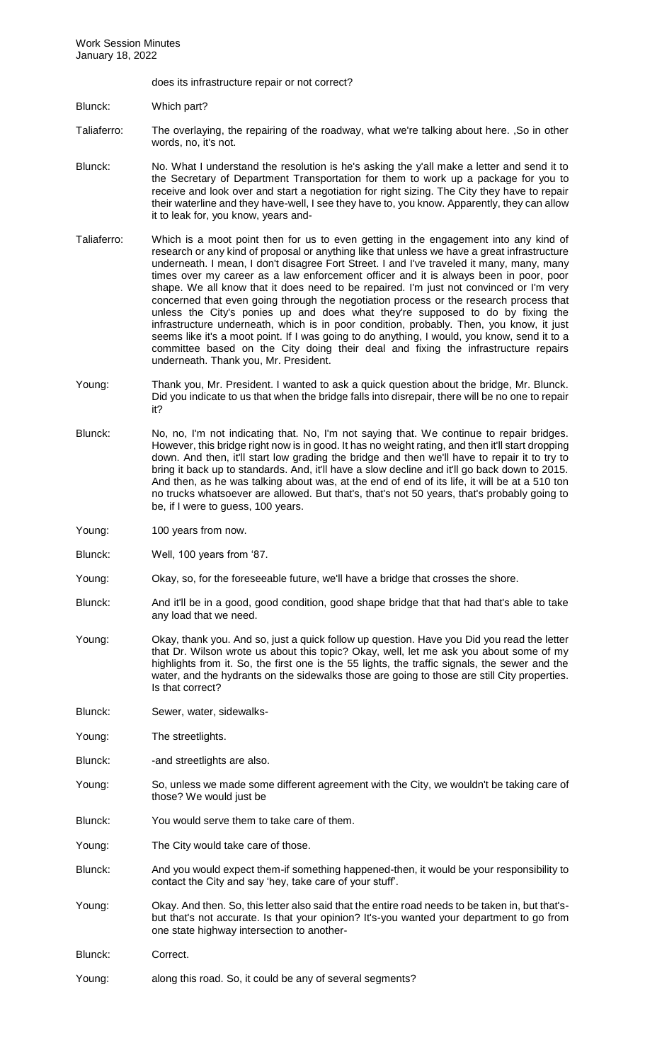does its infrastructure repair or not correct?

Blunck: Which part?

Taliaferro: The overlaying, the repairing of the roadway, what we're talking about here. ,So in other words, no, it's not.

Blunck: No. What I understand the resolution is he's asking the y'all make a letter and send it to the Secretary of Department Transportation for them to work up a package for you to receive and look over and start a negotiation for right sizing. The City they have to repair their waterline and they have-well, I see they have to, you know. Apparently, they can allow it to leak for, you know, years and-

Taliaferro: Which is a moot point then for us to even getting in the engagement into any kind of research or any kind of proposal or anything like that unless we have a great infrastructure underneath. I mean, I don't disagree Fort Street. I and I've traveled it many, many, many times over my career as a law enforcement officer and it is always been in poor, poor shape. We all know that it does need to be repaired. I'm just not convinced or I'm very concerned that even going through the negotiation process or the research process that unless the City's ponies up and does what they're supposed to do by fixing the infrastructure underneath, which is in poor condition, probably. Then, you know, it just seems like it's a moot point. If I was going to do anything, I would, you know, send it to a committee based on the City doing their deal and fixing the infrastructure repairs underneath. Thank you, Mr. President.

Young: Thank you, Mr. President. I wanted to ask a quick question about the bridge, Mr. Blunck. Did you indicate to us that when the bridge falls into disrepair, there will be no one to repair it?

Blunck: No, no, I'm not indicating that. No, I'm not saying that. We continue to repair bridges. However, this bridge right now is in good. It has no weight rating, and then it'll start dropping down. And then, it'll start low grading the bridge and then we'll have to repair it to try to bring it back up to standards. And, it'll have a slow decline and it'll go back down to 2015. And then, as he was talking about was, at the end of end of its life, it will be at a 510 ton no trucks whatsoever are allowed. But that's, that's not 50 years, that's probably going to be, if I were to guess, 100 years.

Young: 100 years from now.

Blunck: Well, 100 years from '87.

Young: Okay, so, for the foreseeable future, we'll have a bridge that crosses the shore.

Blunck: And it'll be in a good, good condition, good shape bridge that that had that's able to take any load that we need.

Young: Okay, thank you. And so, just a quick follow up question. Have you Did you read the letter that Dr. Wilson wrote us about this topic? Okay, well, let me ask you about some of my highlights from it. So, the first one is the 55 lights, the traffic signals, the sewer and the water, and the hydrants on the sidewalks those are going to those are still City properties. Is that correct?

Blunck: Sewer, water, sidewalks-

Young: The streetlights.

Blunck: -and streetlights are also.

Young: So, unless we made some different agreement with the City, we wouldn't be taking care of those? We would just be

Blunck: You would serve them to take care of them.

Young: The City would take care of those.

Blunck: And you would expect them-if something happened-then, it would be your responsibility to contact the City and say 'hey, take care of your stuff'.

Young: Okay. And then. So, this letter also said that the entire road needs to be taken in, but that's-but that's not accurate. Is that your opinion? It's-you wanted your department to go from one state highway intersection to another-

Blunck: Correct.

Young: along this road. So, it could be any of several segments?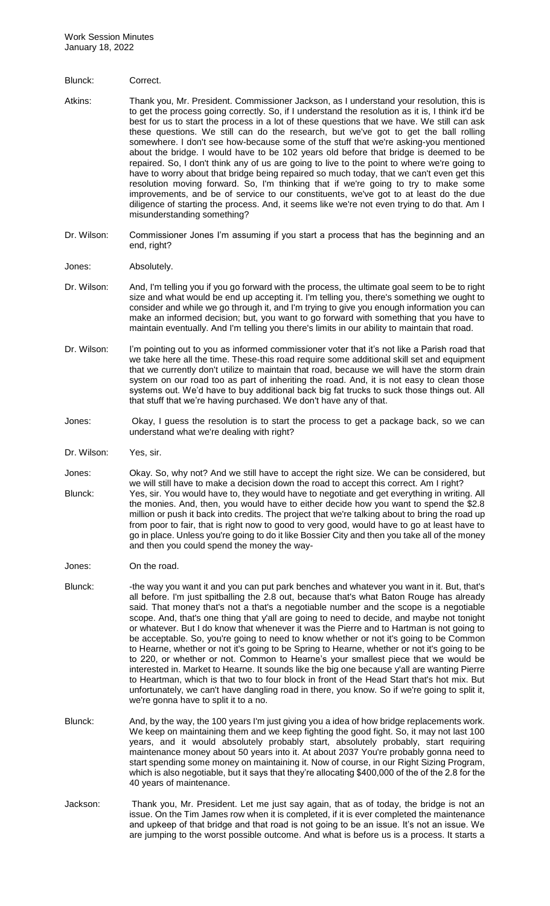Blunck: Correct.

Atkins: Thank you, Mr. President. Commissioner Jackson, as I understand your resolution, this is to get the process going correctly. So, if I understand the resolution as it is, I think it'd be best for us to start the process in a lot of these questions that we have. We still can ask these questions. We still can do the research, but we've got to get the ball rolling somewhere. I don't see how-because some of the stuff that we're asking-you mentioned about the bridge. I would have to be 102 years old before that bridge is deemed to be repaired. So, I don't think any of us are going to live to the point to where we're going to have to worry about that bridge being repaired so much today, that we can't even get this resolution moving forward. So, I'm thinking that if we're going to try to make some improvements, and be of service to our constituents, we've got to at least do the due diligence of starting the process. And, it seems like we're not even trying to do that. Am I misunderstanding something?

Dr. Wilson: Commissioner Jones I'm assuming if you start a process that has the beginning and an end, right?

Jones: Absolutely.

Dr. Wilson: And, I'm telling you if you go forward with the process, the ultimate goal seem to be to right size and what would be end up accepting it. I'm telling you, there's something we ought to consider and while we go through it, and I'm trying to give you enough information you can make an informed decision; but, you want to go forward with something that you have to maintain eventually. And I'm telling you there's limits in our ability to maintain that road.

Dr. Wilson: I'm pointing out to you as informed commissioner voter that it's not like a Parish road that we take here all the time. These-this road require some additional skill set and equipment that we currently don't utilize to maintain that road, because we will have the storm drain system on our road too as part of inheriting the road. And, it is not easy to clean those systems out. We'd have to buy additional back big fat trucks to suck those things out. All that stuff that we're having purchased. We don't have any of that.

Jones: Okay, I guess the resolution is to start the process to get a package back, so we can understand what we're dealing with right?

Dr. Wilson: Yes, sir.

Jones: Okay. So, why not? And we still have to accept the right size. We can be considered, but we will still have to make a decision down the road to accept this correct. Am I right?

Blunck: Yes, sir. You would have to, they would have to negotiate and get everything in writing. All the monies. And, then, you would have to either decide how you want to spend the $2.8 million or push it back into credits. The project that we're talking about to bring the road up from poor to fair, that is right now to good to very good, would have to go at least have to go in place. Unless you're going to do it like Bossier City and then you take all of the money and then you could spend the money the way-

Jones: On the road.

Blunck: -the way you want it and you can put park benches and whatever you want in it. But, that's all before. I'm just spitballing the 2.8 out, because that's what Baton Rouge has already said. That money that's not a that's a negotiable number and the scope is a negotiable scope. And, that's one thing that y'all are going to need to decide, and maybe not tonight or whatever. But I do know that whenever it was the Pierre and to Hartman is not going to be acceptable. So, you're going to need to know whether or not it's going to be Common to Hearne, whether or not it's going to be Spring to Hearne, whether or not it's going to be to 220, or whether or not. Common to Hearne's your smallest piece that we would be interested in. Market to Hearne. It sounds like the big one because y'all are wanting Pierre to Heartman, which is that two to four block in front of the Head Start that's hot mix. But unfortunately, we can't have dangling road in there, you know. So if we're going to split it, we're gonna have to split it to a no.

Blunck: And, by the way, the 100 years I'm just giving you a idea of how bridge replacements work. We keep on maintaining them and we keep fighting the good fight. So, it may not last 100 years, and it would absolutely probably start, absolutely probably, start requiring maintenance money about 50 years into it. At about 2037 You're probably gonna need to start spending some money on maintaining it. Now of course, in our Right Sizing Program, which is also negotiable, but it says that they're allocating $400,000 of the of the 2.8 for the 40 years of maintenance.

Jackson: Thank you, Mr. President. Let me just say again, that as of today, the bridge is not an issue. On the Tim James row when it is completed, if it is ever completed the maintenance and upkeep of that bridge and that road is not going to be an issue. It's not an issue. We are jumping to the worst possible outcome. And what is before us is a process. It starts a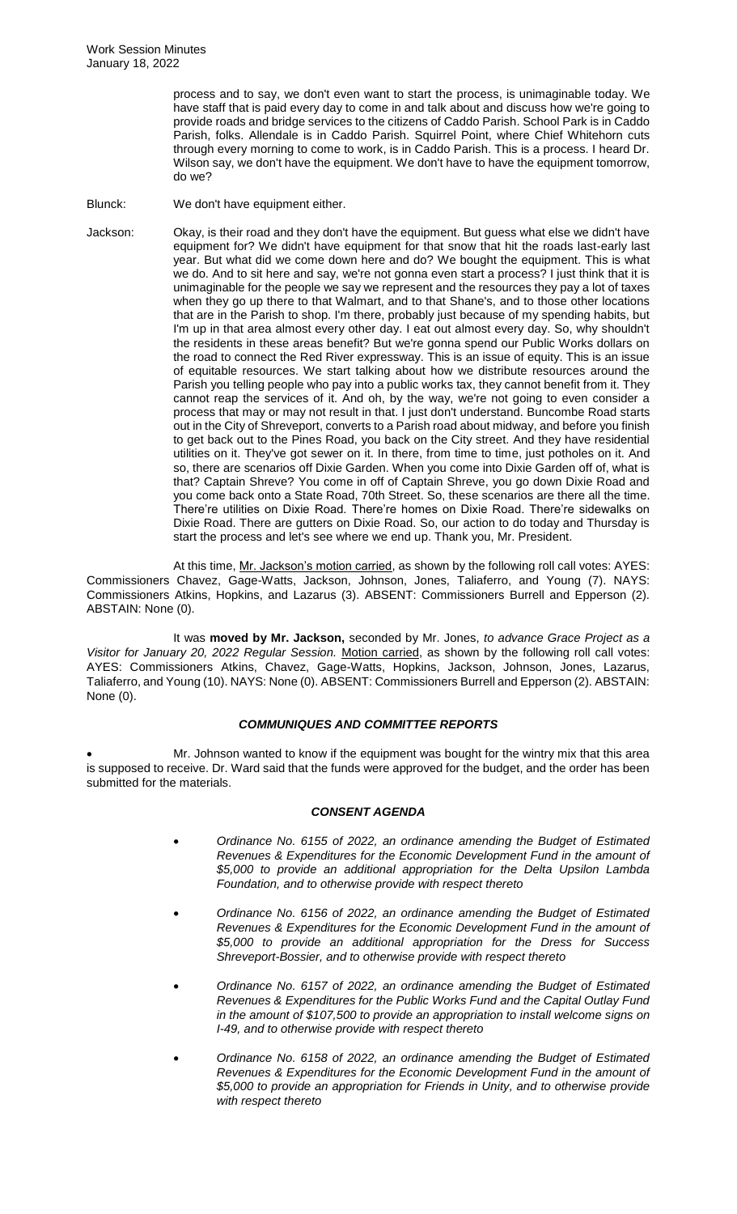process and to say, we don't even want to start the process, is unimaginable today. We have staff that is paid every day to come in and talk about and discuss how we're going to provide roads and bridge services to the citizens of Caddo Parish. School Park is in Caddo Parish, folks. Allendale is in Caddo Parish. Squirrel Point, where Chief Whitehorn cuts through every morning to come to work, is in Caddo Parish. This is a process. I heard Dr. Wilson say, we don't have the equipment. We don't have to have the equipment tomorrow, do we?

Blunck: We don't have equipment either.

Jackson: Okay, is their road and they don't have the equipment. But guess what else we didn't have equipment for? We didn't have equipment for that snow that hit the roads last-early last year. But what did we come down here and do? We bought the equipment. This is what we do. And to sit here and say, we're not gonna even start a process? I just think that it is unimaginable for the people we say we represent and the resources they pay a lot of taxes when they go up there to that Walmart, and to that Shane's, and to those other locations that are in the Parish to shop. I'm there, probably just because of my spending habits, but I'm up in that area almost every other day. I eat out almost every day. So, why shouldn't the residents in these areas benefit? But we're gonna spend our Public Works dollars on the road to connect the Red River expressway. This is an issue of equity. This is an issue of equitable resources. We start talking about how we distribute resources around the Parish you telling people who pay into a public works tax, they cannot benefit from it. They cannot reap the services of it. And oh, by the way, we're not going to even consider a process that may or may not result in that. I just don't understand. Buncombe Road starts out in the City of Shreveport, converts to a Parish road about midway, and before you finish to get back out to the Pines Road, you back on the City street. And they have residential utilities on it. They've got sewer on it. In there, from time to time, just potholes on it. And so, there are scenarios off Dixie Garden. When you come into Dixie Garden off of, what is that? Captain Shreve? You come in off of Captain Shreve, you go down Dixie Road and you come back onto a State Road, 70th Street. So, these scenarios are there all the time. There're utilities on Dixie Road. There're homes on Dixie Road. There're sidewalks on Dixie Road. There are gutters on Dixie Road. So, our action to do today and Thursday is start the process and let's see where we end up. Thank you, Mr. President.

At this time, Mr. Jackson's motion carried, as shown by the following roll call votes: AYES: Commissioners Chavez, Gage-Watts, Jackson, Johnson, Jones, Taliaferro, and Young (7). NAYS: Commissioners Atkins, Hopkins, and Lazarus (3). ABSENT: Commissioners Burrell and Epperson (2). ABSTAIN: None (0).

It was **moved by Mr. Jackson,** seconded by Mr. Jones, *to advance Grace Project as a Visitor for January 20, 2022 Regular Session.* Motion carried, as shown by the following roll call votes: AYES: Commissioners Atkins, Chavez, Gage-Watts, Hopkins, Jackson, Johnson, Jones, Lazarus, Taliaferro, and Young (10). NAYS: None (0). ABSENT: Commissioners Burrell and Epperson (2). ABSTAIN: None (0).

### *COMMUNIQUES AND COMMITTEE REPORTS*

- Mr. Johnson wanted to know if the equipment was bought for the wintry mix that this area is supposed to receive. Dr. Ward said that the funds were approved for the budget, and the order has been submitted for the materials.

### *CONSENT AGENDA*

- *Ordinance No. 6155 of 2022, an ordinance amending the Budget of Estimated Revenues & Expenditures for the Economic Development Fund in the amount of $5,000 to provide an additional appropriation for the Delta Upsilon Lambda Foundation, and to otherwise provide with respect thereto*

- *Ordinance No. 6156 of 2022, an ordinance amending the Budget of Estimated Revenues & Expenditures for the Economic Development Fund in the amount of $5,000 to provide an additional appropriation for the Dress for Success Shreveport-Bossier, and to otherwise provide with respect thereto*

- *Ordinance No. 6157 of 2022, an ordinance amending the Budget of Estimated Revenues & Expenditures for the Public Works Fund and the Capital Outlay Fund in the amount of $107,500 to provide an appropriation to install welcome signs on I-49, and to otherwise provide with respect thereto*

- *Ordinance No. 6158 of 2022, an ordinance amending the Budget of Estimated Revenues & Expenditures for the Economic Development Fund in the amount of $5,000 to provide an appropriation for Friends in Unity, and to otherwise provide with respect thereto*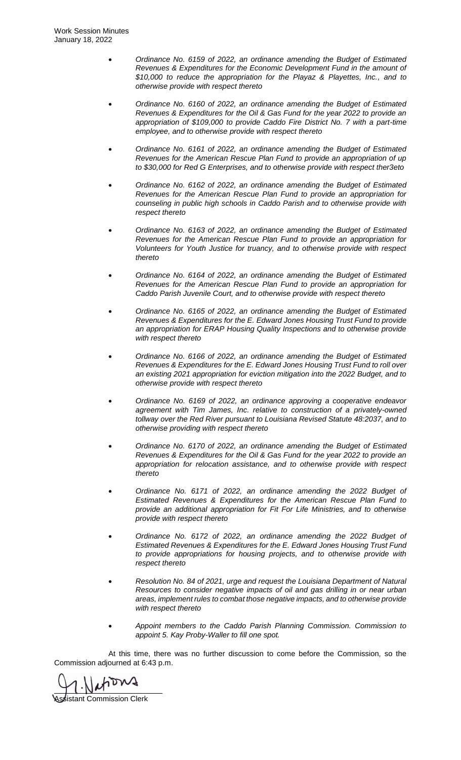- *Ordinance No. 6159 of 2022, an ordinance amending the Budget of Estimated Revenues & Expenditures for the Economic Development Fund in the amount of $10,000 to reduce the appropriation for the Playaz & Playettes, Inc., and to otherwise provide with respect thereto*

- *Ordinance No. 6160 of 2022, an ordinance amending the Budget of Estimated Revenues & Expenditures for the Oil & Gas Fund for the year 2022 to provide an appropriation of $109,000 to provide Caddo Fire District No. 7 with a part-time employee, and to otherwise provide with respect thereto*

- *Ordinance No. 6161 of 2022, an ordinance amending the Budget of Estimated Revenues for the American Rescue Plan Fund to provide an appropriation of up to $30,000 for Red G Enterprises, and to otherwise provide with respect ther3eto*

- *Ordinance No. 6162 of 2022, an ordinance amending the Budget of Estimated Revenues for the American Rescue Plan Fund to provide an appropriation for counseling in public high schools in Caddo Parish and to otherwise provide with respect thereto*

- *Ordinance No. 6163 of 2022, an ordinance amending the Budget of Estimated Revenues for the American Rescue Plan Fund to provide an appropriation for Volunteers for Youth Justice for truancy, and to otherwise provide with respect thereto*

- *Ordinance No. 6164 of 2022, an ordinance amending the Budget of Estimated Revenues for the American Rescue Plan Fund to provide an appropriation for Caddo Parish Juvenile Court, and to otherwise provide with respect thereto*

- *Ordinance No. 6165 of 2022, an ordinance amending the Budget of Estimated Revenues & Expenditures for the E. Edward Jones Housing Trust Fund to provide an appropriation for ERAP Housing Quality Inspections and to otherwise provide with respect thereto*

- *Ordinance No. 6166 of 2022, an ordinance amending the Budget of Estimated Revenues & Expenditures for the E. Edward Jones Housing Trust Fund to roll over an existing 2021 appropriation for eviction mitigation into the 2022 Budget, and to otherwise provide with respect thereto*

- *Ordinance No. 6169 of 2022, an ordinance approving a cooperative endeavor agreement with Tim James, Inc. relative to construction of a privately-owned tollway over the Red River pursuant to Louisiana Revised Statute 48:2037, and to otherwise providing with respect thereto*

- *Ordinance No. 6170 of 2022, an ordinance amending the Budget of Estimated Revenues & Expenditures for the Oil & Gas Fund for the year 2022 to provide an appropriation for relocation assistance, and to otherwise provide with respect thereto*

- *Ordinance No. 6171 of 2022, an ordinance amending the 2022 Budget of Estimated Revenues & Expenditures for the American Rescue Plan Fund to provide an additional appropriation for Fit For Life Ministries, and to otherwise provide with respect thereto*

- *Ordinance No. 6172 of 2022, an ordinance amending the 2022 Budget of Estimated Revenues & Expenditures for the E. Edward Jones Housing Trust Fund to provide appropriations for housing projects, and to otherwise provide with respect thereto*

- *Resolution No. 84 of 2021, urge and request the Louisiana Department of Natural Resources to consider negative impacts of oil and gas drilling in or near urban areas, implement rules to combat those negative impacts, and to otherwise provide with respect thereto*

- *Appoint members to the Caddo Parish Planning Commission. Commission to appoint 5. Kay Proby-Waller to fill one spot.*

At this time, there was no further discussion to come before the Commission, so the Commission adjourned at 6:43 p.m.

J. Nations

Assistant Commission Clerk